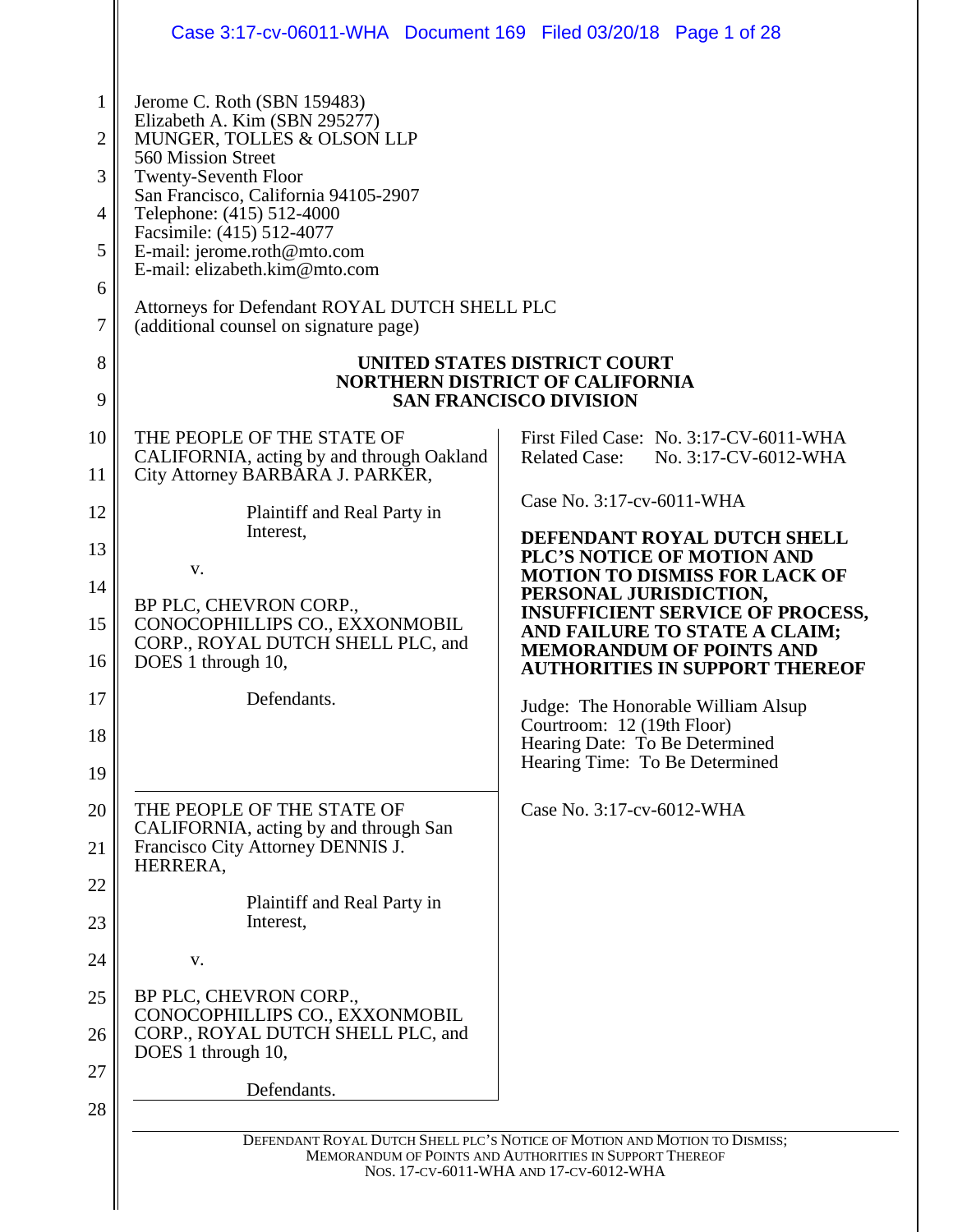Jerome C. Roth (SBN 159483)
Elizabeth A. Kim (SBN 295277)
MUNGER, TOLLES & OLSON LLP
560 Mission Street
Twenty-Seventh Floor
San Francisco, California 94105-2907
Telephone: (415) 512-4000
Facsimile: (415) 512-4077
E-mail: jerome.roth@mto.com
E-mail: elizabeth.kim@mto.com

Attorneys for Defendant ROYAL DUTCH SHELL PLC
(additional counsel on signature page)

**UNITED STATES DISTRICT COURT**
**NORTHERN DISTRICT OF CALIFORNIA**
**SAN FRANCISCO DIVISION**

THE PEOPLE OF THE STATE OF CALIFORNIA, acting by and through Oakland City Attorney BARBARA J. PARKER,

Plaintiff and Real Party in Interest,

v.

BP PLC, CHEVRON CORP., CONOCOPHILLIPS CO., EXXONMOBIL CORP., ROYAL DUTCH SHELL PLC, and DOES 1 through 10,

Defendants.

First Filed Case: No. 3:17-CV-6011-WHA
Related Case: No. 3:17-CV-6012-WHA

Case No. 3:17-cv-6011-WHA

**DEFENDANT ROYAL DUTCH SHELL PLC'S NOTICE OF MOTION AND MOTION TO DISMISS FOR LACK OF PERSONAL JURISDICTION, INSUFFICIENT SERVICE OF PROCESS, AND FAILURE TO STATE A CLAIM; MEMORANDUM OF POINTS AND AUTHORITIES IN SUPPORT THEREOF**

Judge: The Honorable William Alsup
Courtroom: 12 (19th Floor)
Hearing Date: To Be Determined
Hearing Time: To Be Determined

THE PEOPLE OF THE STATE OF CALIFORNIA, acting by and through San Francisco City Attorney DENNIS J. HERRERA,

Plaintiff and Real Party in Interest,

v.

BP PLC, CHEVRON CORP., CONOCOPHILLIPS CO., EXXONMOBIL CORP., ROYAL DUTCH SHELL PLC, and DOES 1 through 10,

Defendants.

Case No. 3:17-cv-6012-WHA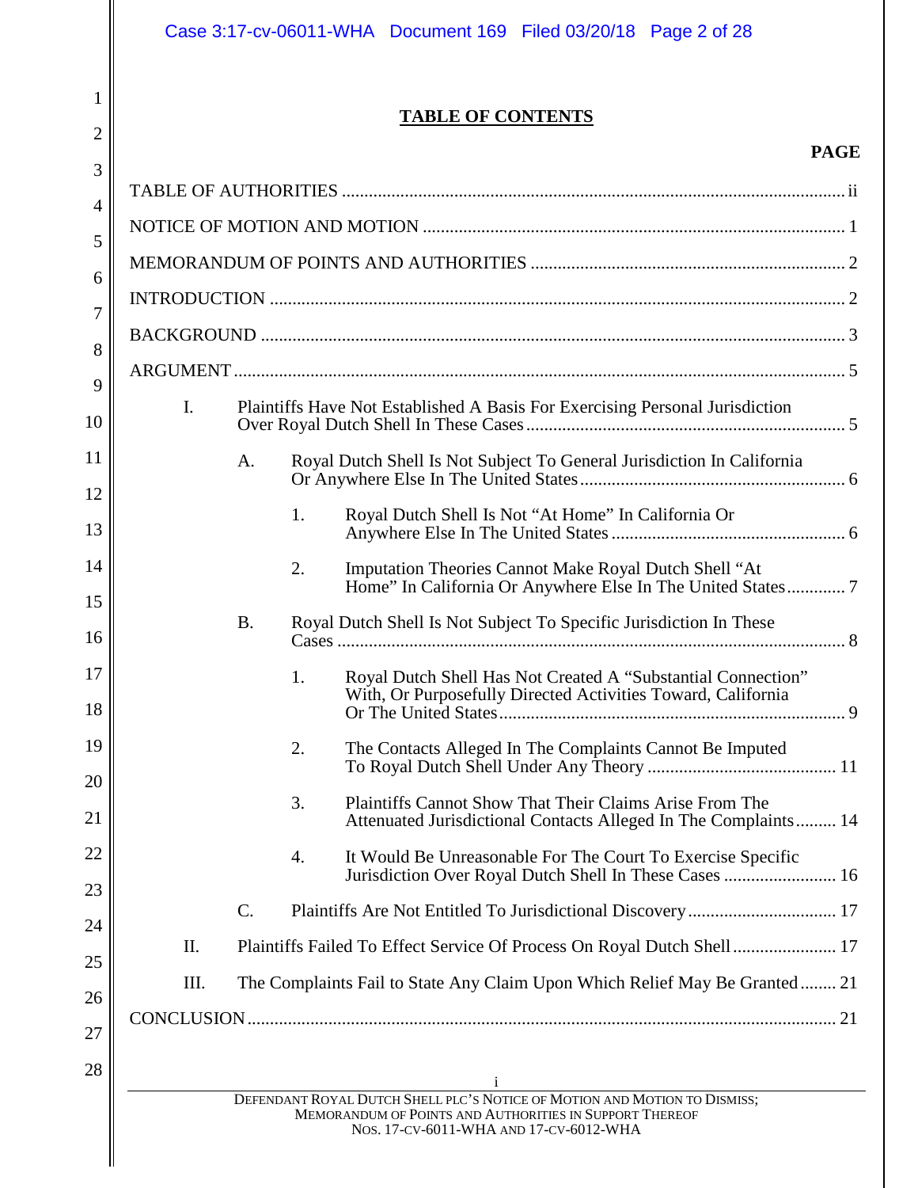# TABLE OF CONTENTS

**PAGE**

TABLE OF AUTHORITIES ............................................................................................................ ii

NOTICE OF MOTION AND MOTION ........................................................................................... 1

MEMORANDUM OF POINTS AND AUTHORITIES ................................................................... 2

INTRODUCTION ............................................................................................................................ 2

BACKGROUND .............................................................................................................................. 3

ARGUMENT .................................................................................................................................... 5

- I. Plaintiffs Have Not Established A Basis For Exercising Personal Jurisdiction Over Royal Dutch Shell In These Cases ...................................................................... 5
  - A. Royal Dutch Shell Is Not Subject To General Jurisdiction In California Or Anywhere Else In The United States .......................................................... 6
    - 1. Royal Dutch Shell Is Not "At Home" In California Or Anywhere Else In The United States ................................................... 6
    - 2. Imputation Theories Cannot Make Royal Dutch Shell "At Home" In California Or Anywhere Else In The United States ............. 7
  - B. Royal Dutch Shell Is Not Subject To Specific Jurisdiction In These Cases ............................................................................................................... 8
    - 1. Royal Dutch Shell Has Not Created A "Substantial Connection" With, Or Purposefully Directed Activities Toward, California Or The United States ............................................................................ 9
    - 2. The Contacts Alleged In The Complaints Cannot Be Imputed To Royal Dutch Shell Under Any Theory ......................................... 11
    - 3. Plaintiffs Cannot Show That Their Claims Arise From The Attenuated Jurisdictional Contacts Alleged In The Complaints ......... 14
    - 4. It Would Be Unreasonable For The Court To Exercise Specific Jurisdiction Over Royal Dutch Shell In These Cases ......................... 16
  - C. Plaintiffs Are Not Entitled To Jurisdictional Discovery ................................ 17
- II. Plaintiffs Failed To Effect Service Of Process On Royal Dutch Shell ....................... 17
- III. The Complaints Fail to State Any Claim Upon Which Relief May Be Granted ........ 21

CONCLUSION ................................................................................................................................. 21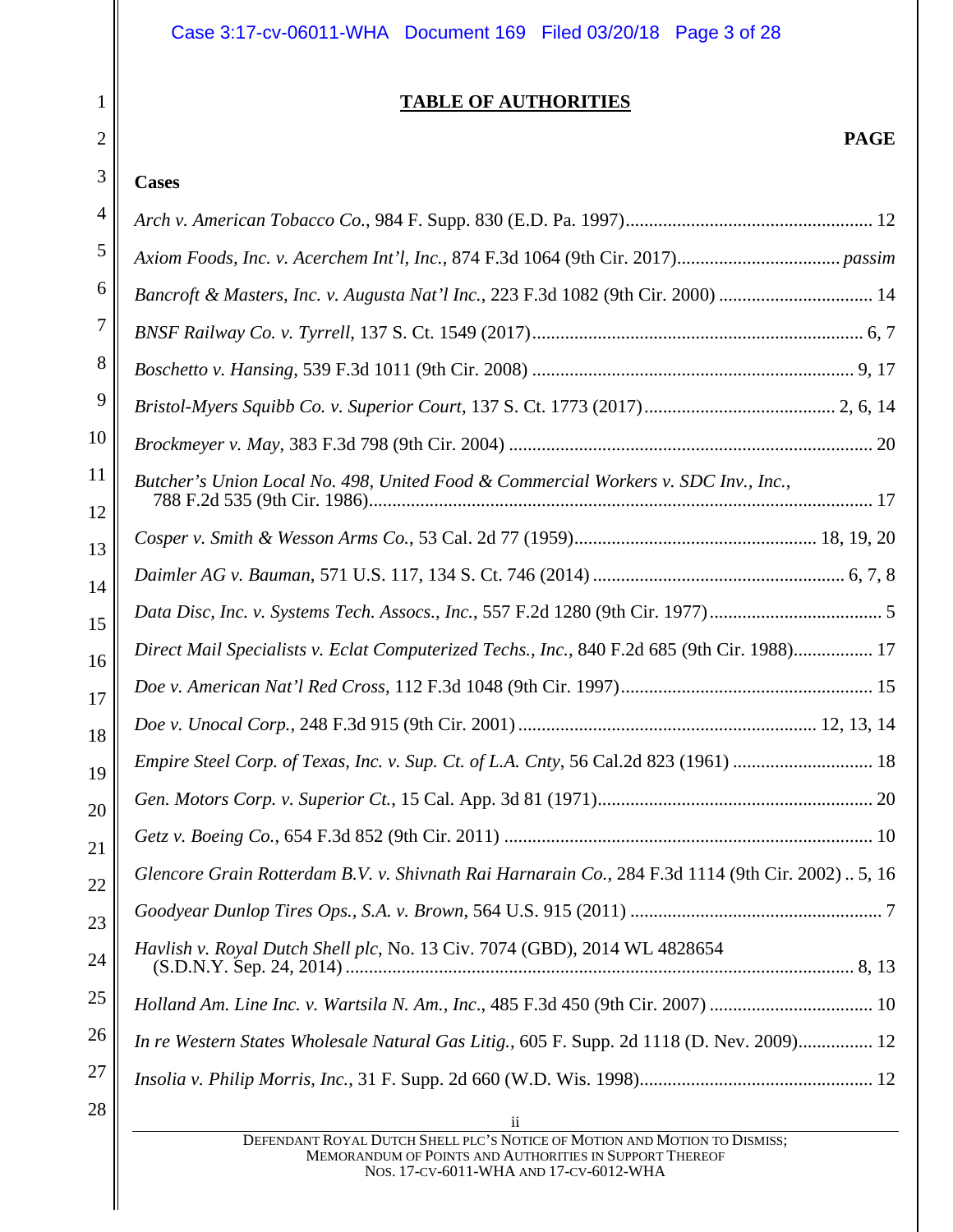## TABLE OF AUTHORITIES

**PAGE**

**Cases**

*Arch v. American Tobacco Co.*, 984 F. Supp. 830 (E.D. Pa. 1997) .......... 12

*Axiom Foods, Inc. v. Acerchem Int'l, Inc.*, 874 F.3d 1064 (9th Cir. 2017) .......... *passim*

*Bancroft & Masters, Inc. v. Augusta Nat'l Inc.*, 223 F.3d 1082 (9th Cir. 2000) .......... 14

*BNSF Railway Co. v. Tyrrell*, 137 S. Ct. 1549 (2017) .......... 6, 7

*Boschetto v. Hansing*, 539 F.3d 1011 (9th Cir. 2008) .......... 9, 17

*Bristol-Myers Squibb Co. v. Superior Court*, 137 S. Ct. 1773 (2017) .......... 2, 6, 14

*Brockmeyer v. May*, 383 F.3d 798 (9th Cir. 2004) .......... 20

*Butcher's Union Local No. 498, United Food & Commercial Workers v. SDC Inv., Inc.*, 788 F.2d 535 (9th Cir. 1986) .......... 17

*Cosper v. Smith & Wesson Arms Co.*, 53 Cal. 2d 77 (1959) .......... 18, 19, 20

*Daimler AG v. Bauman*, 571 U.S. 117, 134 S. Ct. 746 (2014) .......... 6, 7, 8

*Data Disc, Inc. v. Systems Tech. Assocs., Inc.*, 557 F.2d 1280 (9th Cir. 1977) .......... 5

*Direct Mail Specialists v. Eclat Computerized Techs., Inc.*, 840 F.2d 685 (9th Cir. 1988) .......... 17

*Doe v. American Nat'l Red Cross*, 112 F.3d 1048 (9th Cir. 1997) .......... 15

*Doe v. Unocal Corp.*, 248 F.3d 915 (9th Cir. 2001) .......... 12, 13, 14

*Empire Steel Corp. of Texas, Inc. v. Sup. Ct. of L.A. Cnty*, 56 Cal.2d 823 (1961) .......... 18

*Gen. Motors Corp. v. Superior Ct.*, 15 Cal. App. 3d 81 (1971) .......... 20

*Getz v. Boeing Co.*, 654 F.3d 852 (9th Cir. 2011) .......... 10

*Glencore Grain Rotterdam B.V. v. Shivnath Rai Harnarain Co.*, 284 F.3d 1114 (9th Cir. 2002) .......... 5, 16

*Goodyear Dunlop Tires Ops., S.A. v. Brown*, 564 U.S. 915 (2011) .......... 7

*Havlish v. Royal Dutch Shell plc*, No. 13 Civ. 7074 (GBD), 2014 WL 4828654 (S.D.N.Y. Sep. 24, 2014) .......... 8, 13

*Holland Am. Line Inc. v. Wartsila N. Am., Inc.*, 485 F.3d 450 (9th Cir. 2007) .......... 10

*In re Western States Wholesale Natural Gas Litig.*, 605 F. Supp. 2d 1118 (D. Nev. 2009) .......... 12

*Insolia v. Philip Morris, Inc.*, 31 F. Supp. 2d 660 (W.D. Wis. 1998) .......... 12

DEFENDANT ROYAL DUTCH SHELL PLC'S NOTICE OF MOTION AND MOTION TO DISMISS; MEMORANDUM OF POINTS AND AUTHORITIES IN SUPPORT THEREOF
NOS. 17-CV-6011-WHA AND 17-CV-6012-WHA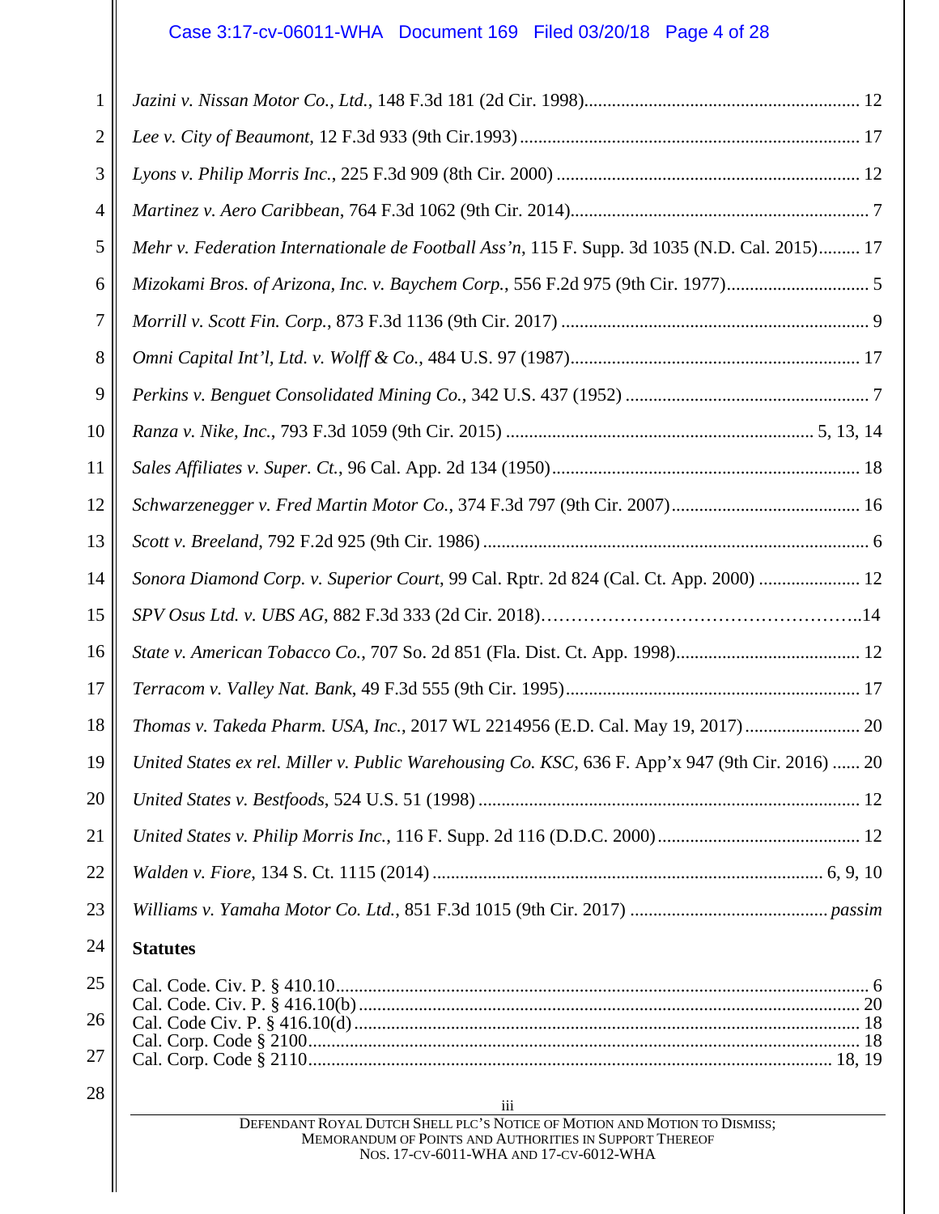*Jazini v. Nissan Motor Co., Ltd.*, 148 F.3d 181 (2d Cir. 1998)............................................................ 12

*Lee v. City of Beaumont*, 12 F.3d 933 (9th Cir.1993).......................................................................... 17

*Lyons v. Philip Morris Inc.*, 225 F.3d 909 (8th Cir. 2000) .................................................................. 12

*Martinez v. Aero Caribbean*, 764 F.3d 1062 (9th Cir. 2014)................................................................. 7

*Mehr v. Federation Internationale de Football Ass'n*, 115 F. Supp. 3d 1035 (N.D. Cal. 2015)......... 17

*Mizokami Bros. of Arizona, Inc. v. Baychem Corp.*, 556 F.2d 975 (9th Cir. 1977)............................... 5

*Morrill v. Scott Fin. Corp.*, 873 F.3d 1136 (9th Cir. 2017) ................................................................... 9

*Omni Capital Int'l, Ltd. v. Wolff & Co.*, 484 U.S. 97 (1987)............................................................... 17

*Perkins v. Benguet Consolidated Mining Co.*, 342 U.S. 437 (1952) ..................................................... 7

*Ranza v. Nike, Inc.*, 793 F.3d 1059 (9th Cir. 2015) .................................................................. 5, 13, 14

*Sales Affiliates v. Super. Ct.*, 96 Cal. App. 2d 134 (1950).................................................................. 18

*Schwarzenegger v. Fred Martin Motor Co.*, 374 F.3d 797 (9th Cir. 2007)......................................... 16

*Scott v. Breeland*, 792 F.2d 925 (9th Cir. 1986) .................................................................................... 6

*Sonora Diamond Corp. v. Superior Court*, 99 Cal. Rptr. 2d 824 (Cal. Ct. App. 2000) ...................... 12

*SPV Osus Ltd. v. UBS AG*, 882 F.3d 333 (2d Cir. 2018)……………………………………………..14

*State v. American Tobacco Co.*, 707 So. 2d 851 (Fla. Dist. Ct. App. 1998)........................................ 12

*Terracom v. Valley Nat. Bank*, 49 F.3d 555 (9th Cir. 1995)................................................................ 17

*Thomas v. Takeda Pharm. USA, Inc.*, 2017 WL 2214956 (E.D. Cal. May 19, 2017)......................... 20

*United States ex rel. Miller v. Public Warehousing Co. KSC*, 636 F. App'x 947 (9th Cir. 2016) ...... 20

*United States v. Bestfoods*, 524 U.S. 51 (1998) ................................................................................... 12

*United States v. Philip Morris Inc.*, 116 F. Supp. 2d 116 (D.D.C. 2000)............................................ 12

*Walden v. Fiore*, 134 S. Ct. 1115 (2014) .................................................................................... 6, 9, 10

*Williams v. Yamaha Motor Co. Ltd.*, 851 F.3d 1015 (9th Cir. 2017) ........................................... *passim*

**Statutes**

Cal. Code. Civ. P. § 410.10.................................................................................................................... 6
Cal. Code. Civ. P. § 416.10(b)............................................................................................................. 20
Cal. Code Civ. P. § 416.10(d).............................................................................................................. 18
Cal. Corp. Code § 2100....................................................................................................................... 18
Cal. Corp. Code § 2110.................................................................................................................. 18, 19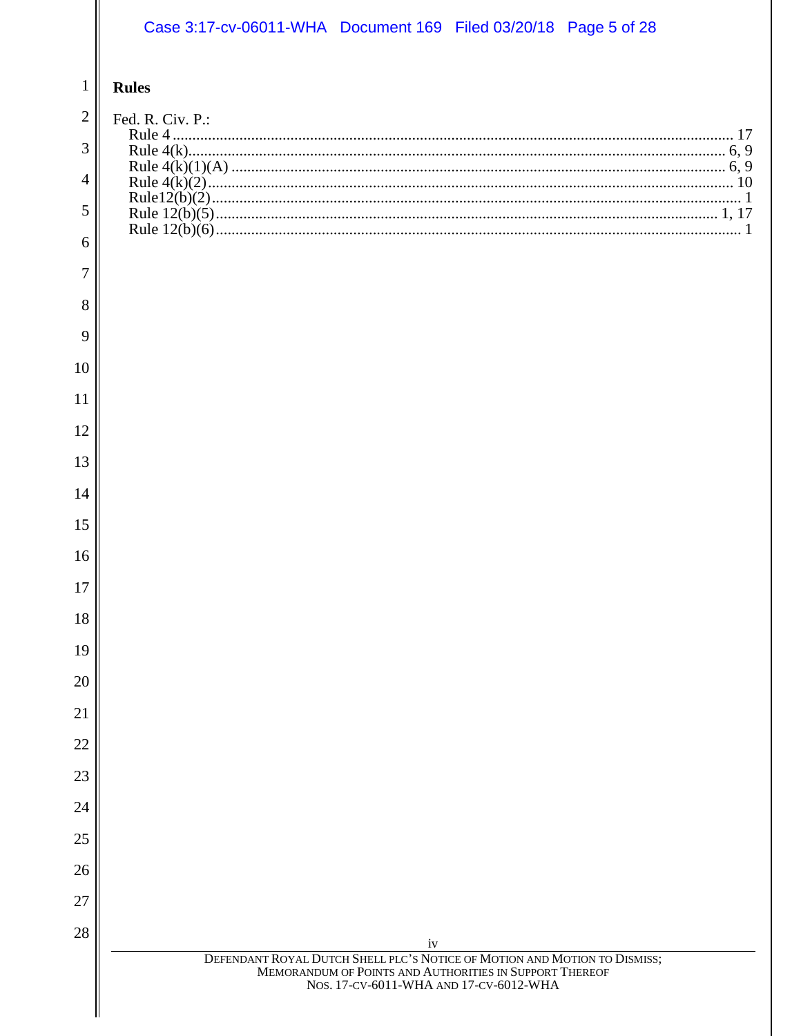**Rules**

Fed. R. Civ. P.:

- Rule 4 ........................................................ 17
- Rule 4(k)...................................................... 6, 9
- Rule 4(k)(1)(A) ............................................ 6, 9
- Rule 4(k)(2).................................................. 10
- Rule12(b)(2).................................................. 1
- Rule 12(b)(5)............................................... 1, 17
- Rule 12(b)(6)................................................. 1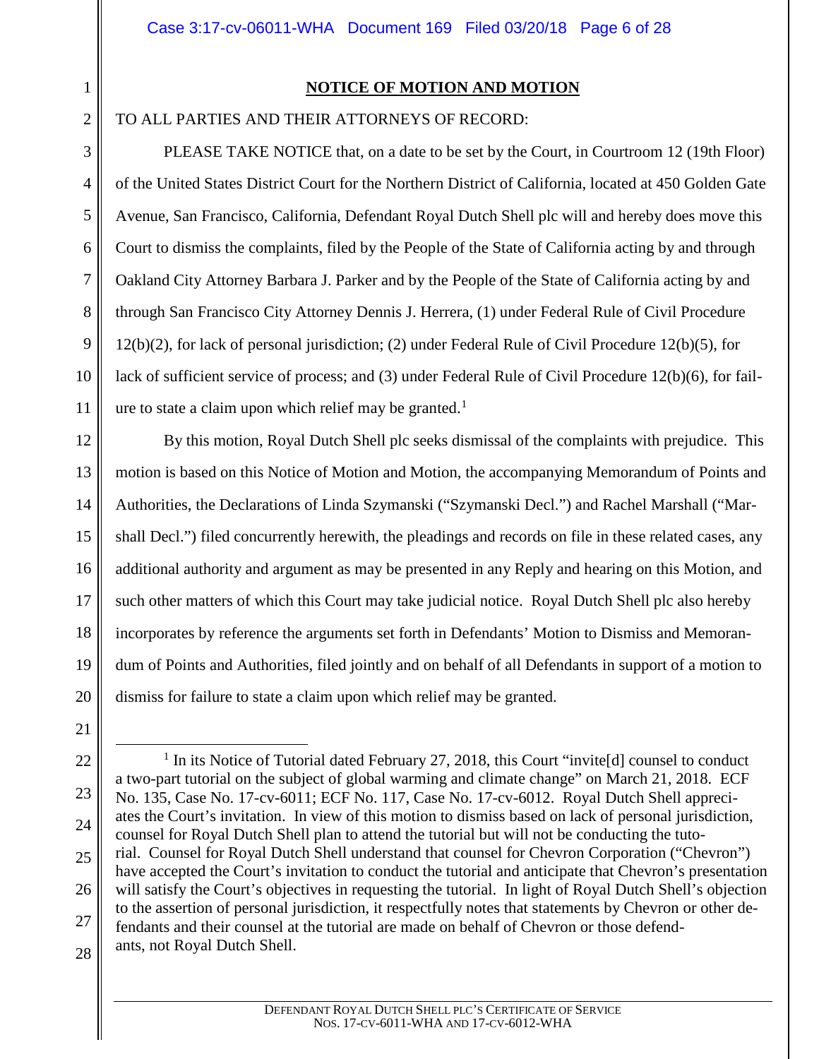## NOTICE OF MOTION AND MOTION

TO ALL PARTIES AND THEIR ATTORNEYS OF RECORD:

PLEASE TAKE NOTICE that, on a date to be set by the Court, in Courtroom 12 (19th Floor) of the United States District Court for the Northern District of California, located at 450 Golden Gate Avenue, San Francisco, California, Defendant Royal Dutch Shell plc will and hereby does move this Court to dismiss the complaints, filed by the People of the State of California acting by and through Oakland City Attorney Barbara J. Parker and by the People of the State of California acting by and through San Francisco City Attorney Dennis J. Herrera, (1) under Federal Rule of Civil Procedure 12(b)(2), for lack of personal jurisdiction; (2) under Federal Rule of Civil Procedure 12(b)(5), for lack of sufficient service of process; and (3) under Federal Rule of Civil Procedure 12(b)(6), for failure to state a claim upon which relief may be granted.[1]

By this motion, Royal Dutch Shell plc seeks dismissal of the complaints with prejudice. This motion is based on this Notice of Motion and Motion, the accompanying Memorandum of Points and Authorities, the Declarations of Linda Szymanski ("Szymanski Decl.") and Rachel Marshall ("Marshall Decl.") filed concurrently herewith, the pleadings and records on file in these related cases, any additional authority and argument as may be presented in any Reply and hearing on this Motion, and such other matters of which this Court may take judicial notice. Royal Dutch Shell plc also hereby incorporates by reference the arguments set forth in Defendants' Motion to Dismiss and Memorandum of Points and Authorities, filed jointly and on behalf of all Defendants in support of a motion to dismiss for failure to state a claim upon which relief may be granted.

[1] In its Notice of Tutorial dated February 27, 2018, this Court "invite[d] counsel to conduct a two-part tutorial on the subject of global warming and climate change" on March 21, 2018. ECF No. 135, Case No. 17-cv-6011; ECF No. 117, Case No. 17-cv-6012. Royal Dutch Shell appreciates the Court's invitation. In view of this motion to dismiss based on lack of personal jurisdiction, counsel for Royal Dutch Shell plan to attend the tutorial but will not be conducting the tutorial. Counsel for Royal Dutch Shell understand that counsel for Chevron Corporation ("Chevron") have accepted the Court's invitation to conduct the tutorial and anticipate that Chevron's presentation will satisfy the Court's objectives in requesting the tutorial. In light of Royal Dutch Shell's objection to the assertion of personal jurisdiction, it respectfully notes that statements by Chevron or other defendants and their counsel at the tutorial are made on behalf of Chevron or those defendants, not Royal Dutch Shell.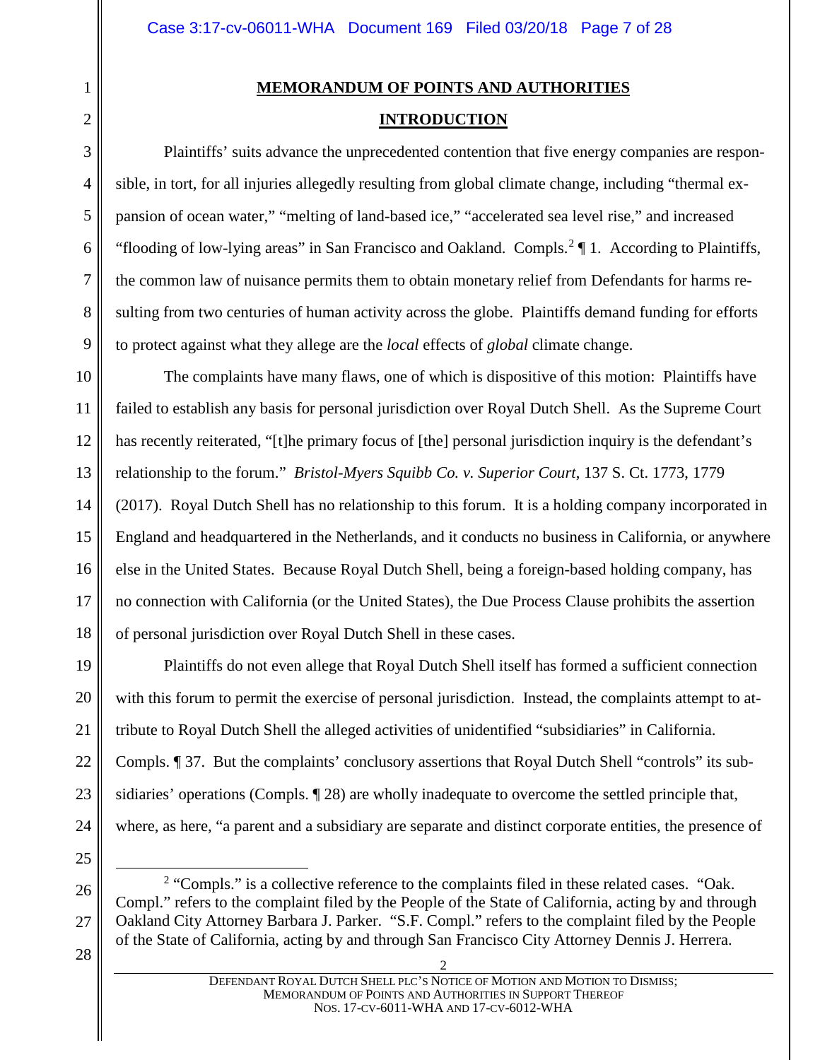**MEMORANDUM OF POINTS AND AUTHORITIES**

**INTRODUCTION**

Plaintiffs' suits advance the unprecedented contention that five energy companies are responsible, in tort, for all injuries allegedly resulting from global climate change, including "thermal expansion of ocean water," "melting of land-based ice," "accelerated sea level rise," and increased "flooding of low-lying areas" in San Francisco and Oakland. Compls.[2] ¶ 1. According to Plaintiffs, the common law of nuisance permits them to obtain monetary relief from Defendants for harms resulting from two centuries of human activity across the globe. Plaintiffs demand funding for efforts to protect against what they allege are the *local* effects of *global* climate change.

The complaints have many flaws, one of which is dispositive of this motion: Plaintiffs have failed to establish any basis for personal jurisdiction over Royal Dutch Shell. As the Supreme Court has recently reiterated, "[t]he primary focus of [the] personal jurisdiction inquiry is the defendant's relationship to the forum." *Bristol-Myers Squibb Co. v. Superior Court*, 137 S. Ct. 1773, 1779 (2017). Royal Dutch Shell has no relationship to this forum. It is a holding company incorporated in England and headquartered in the Netherlands, and it conducts no business in California, or anywhere else in the United States. Because Royal Dutch Shell, being a foreign-based holding company, has no connection with California (or the United States), the Due Process Clause prohibits the assertion of personal jurisdiction over Royal Dutch Shell in these cases.

Plaintiffs do not even allege that Royal Dutch Shell itself has formed a sufficient connection with this forum to permit the exercise of personal jurisdiction. Instead, the complaints attempt to attribute to Royal Dutch Shell the alleged activities of unidentified "subsidiaries" in California. Compls. ¶ 37. But the complaints' conclusory assertions that Royal Dutch Shell "controls" its subsidiaries' operations (Compls. ¶ 28) are wholly inadequate to overcome the settled principle that, where, as here, "a parent and a subsidiary are separate and distinct corporate entities, the presence of

[2] "Compls." is a collective reference to the complaints filed in these related cases. "Oak. Compl." refers to the complaint filed by the People of the State of California, acting by and through Oakland City Attorney Barbara J. Parker. "S.F. Compl." refers to the complaint filed by the People of the State of California, acting by and through San Francisco City Attorney Dennis J. Herrera.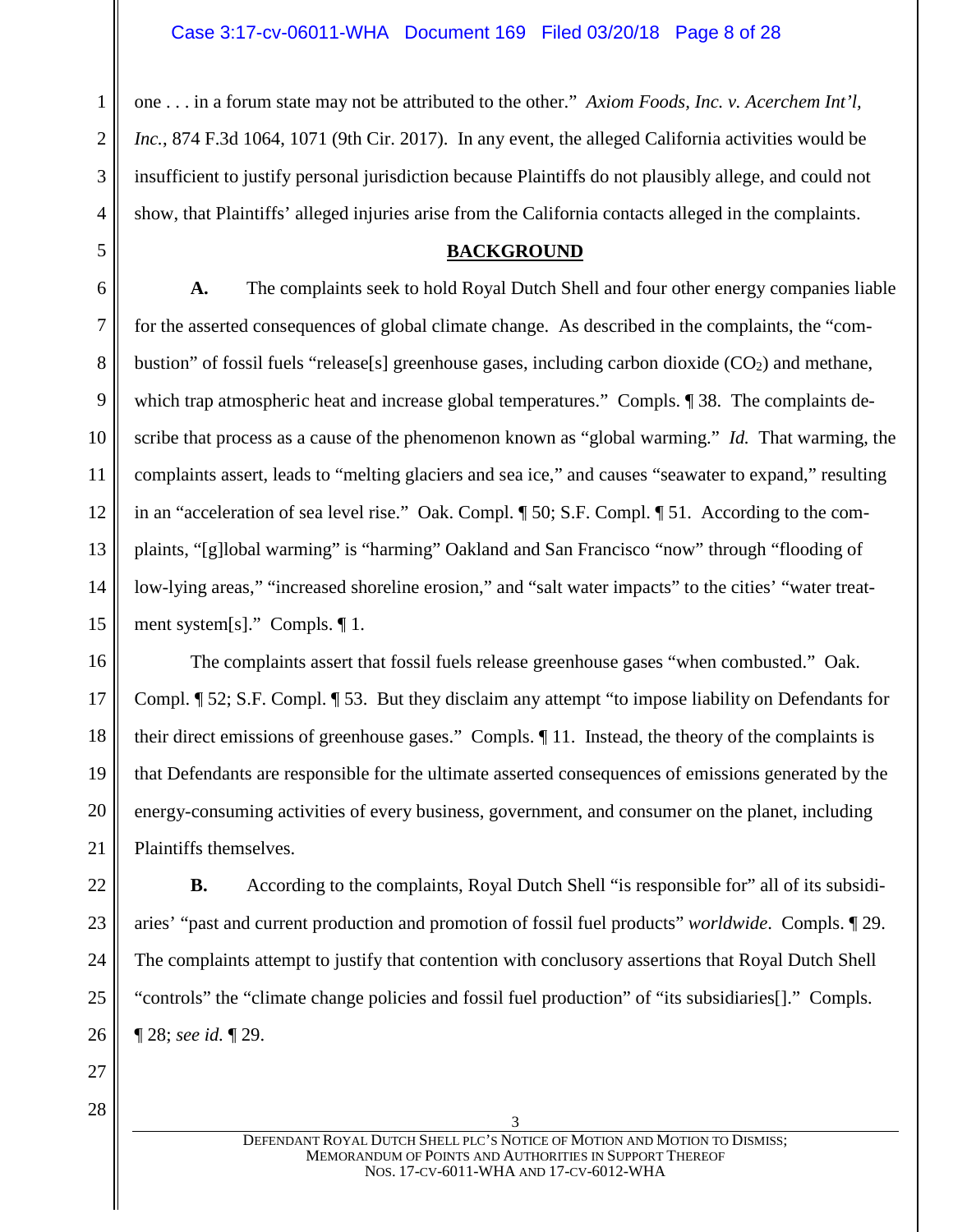one . . . in a forum state may not be attributed to the other." *Axiom Foods, Inc. v. Acerchem Int'l, Inc.*, 874 F.3d 1064, 1071 (9th Cir. 2017). In any event, the alleged California activities would be insufficient to justify personal jurisdiction because Plaintiffs do not plausibly allege, and could not show, that Plaintiffs' alleged injuries arise from the California contacts alleged in the complaints.

## BACKGROUND

**A.** The complaints seek to hold Royal Dutch Shell and four other energy companies liable for the asserted consequences of global climate change. As described in the complaints, the "combustion" of fossil fuels "release[s] greenhouse gases, including carbon dioxide ($CO_2$) and methane, which trap atmospheric heat and increase global temperatures." Compls. ¶ 38. The complaints describe that process as a cause of the phenomenon known as "global warming." *Id.* That warming, the complaints assert, leads to "melting glaciers and sea ice," and causes "seawater to expand," resulting in an "acceleration of sea level rise." Oak. Compl. ¶ 50; S.F. Compl. ¶ 51. According to the complaints, "[g]lobal warming" is "harming" Oakland and San Francisco "now" through "flooding of low-lying areas," "increased shoreline erosion," and "salt water impacts" to the cities' "water treatment system[s]." Compls. ¶ 1.

The complaints assert that fossil fuels release greenhouse gases "when combusted." Oak. Compl. ¶ 52; S.F. Compl. ¶ 53. But they disclaim any attempt "to impose liability on Defendants for their direct emissions of greenhouse gases." Compls. ¶ 11. Instead, the theory of the complaints is that Defendants are responsible for the ultimate asserted consequences of emissions generated by the energy-consuming activities of every business, government, and consumer on the planet, including Plaintiffs themselves.

**B.** According to the complaints, Royal Dutch Shell "is responsible for" all of its subsidiaries' "past and current production and promotion of fossil fuel products" *worldwide*. Compls. ¶ 29. The complaints attempt to justify that contention with conclusory assertions that Royal Dutch Shell "controls" the "climate change policies and fossil fuel production" of "its subsidiaries[]." Compls. ¶ 28; *see id.* ¶ 29.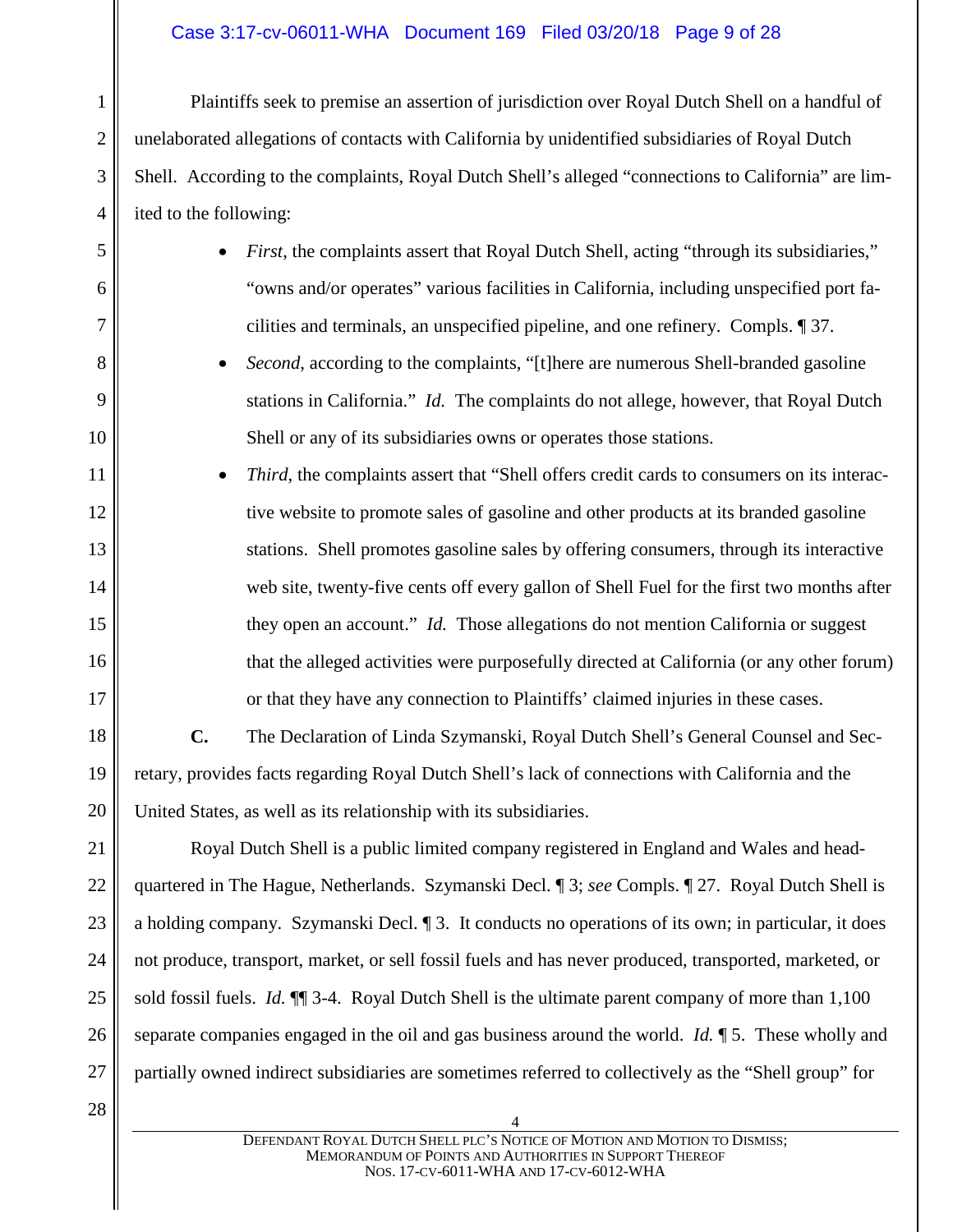Plaintiffs seek to premise an assertion of jurisdiction over Royal Dutch Shell on a handful of unelaborated allegations of contacts with California by unidentified subsidiaries of Royal Dutch Shell. According to the complaints, Royal Dutch Shell's alleged "connections to California" are limited to the following:

- *First*, the complaints assert that Royal Dutch Shell, acting "through its subsidiaries," "owns and/or operates" various facilities in California, including unspecified port facilities and terminals, an unspecified pipeline, and one refinery. Compls. ¶ 37.
- *Second*, according to the complaints, "[t]here are numerous Shell-branded gasoline stations in California." *Id.* The complaints do not allege, however, that Royal Dutch Shell or any of its subsidiaries owns or operates those stations.
- *Third*, the complaints assert that "Shell offers credit cards to consumers on its interactive website to promote sales of gasoline and other products at its branded gasoline stations. Shell promotes gasoline sales by offering consumers, through its interactive web site, twenty-five cents off every gallon of Shell Fuel for the first two months after they open an account." *Id.* Those allegations do not mention California or suggest that the alleged activities were purposefully directed at California (or any other forum) or that they have any connection to Plaintiffs' claimed injuries in these cases.

**C.** The Declaration of Linda Szymanski, Royal Dutch Shell's General Counsel and Secretary, provides facts regarding Royal Dutch Shell's lack of connections with California and the United States, as well as its relationship with its subsidiaries.

Royal Dutch Shell is a public limited company registered in England and Wales and headquartered in The Hague, Netherlands. Szymanski Decl. ¶ 3; *see* Compls. ¶ 27. Royal Dutch Shell is a holding company. Szymanski Decl. ¶ 3. It conducts no operations of its own; in particular, it does not produce, transport, market, or sell fossil fuels and has never produced, transported, marketed, or sold fossil fuels. *Id.* ¶¶ 3-4. Royal Dutch Shell is the ultimate parent company of more than 1,100 separate companies engaged in the oil and gas business around the world. *Id.* ¶ 5. These wholly and partially owned indirect subsidiaries are sometimes referred to collectively as the "Shell group" for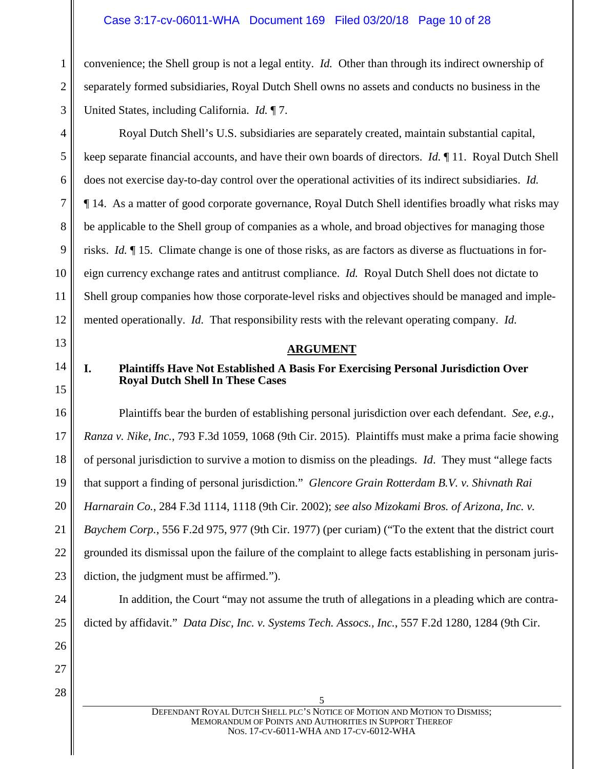convenience; the Shell group is not a legal entity. *Id.* Other than through its indirect ownership of separately formed subsidiaries, Royal Dutch Shell owns no assets and conducts no business in the United States, including California. *Id.* ¶ 7.

Royal Dutch Shell's U.S. subsidiaries are separately created, maintain substantial capital, keep separate financial accounts, and have their own boards of directors. *Id.* ¶ 11. Royal Dutch Shell does not exercise day-to-day control over the operational activities of its indirect subsidiaries. *Id.* ¶ 14. As a matter of good corporate governance, Royal Dutch Shell identifies broadly what risks may be applicable to the Shell group of companies as a whole, and broad objectives for managing those risks. *Id.* ¶ 15. Climate change is one of those risks, as are factors as diverse as fluctuations in foreign currency exchange rates and antitrust compliance. *Id.* Royal Dutch Shell does not dictate to Shell group companies how those corporate-level risks and objectives should be managed and implemented operationally. *Id.* That responsibility rests with the relevant operating company. *Id.*

## ARGUMENT

### I. Plaintiffs Have Not Established A Basis For Exercising Personal Jurisdiction Over Royal Dutch Shell In These Cases

Plaintiffs bear the burden of establishing personal jurisdiction over each defendant. *See, e.g.*, *Ranza v. Nike, Inc.*, 793 F.3d 1059, 1068 (9th Cir. 2015). Plaintiffs must make a prima facie showing of personal jurisdiction to survive a motion to dismiss on the pleadings. *Id*. They must "allege facts that support a finding of personal jurisdiction." *Glencore Grain Rotterdam B.V. v. Shivnath Rai Harnarain Co.*, 284 F.3d 1114, 1118 (9th Cir. 2002); *see also Mizokami Bros. of Arizona, Inc. v. Baychem Corp.*, 556 F.2d 975, 977 (9th Cir. 1977) (per curiam) ("To the extent that the district court grounded its dismissal upon the failure of the complaint to allege facts establishing in personam jurisdiction, the judgment must be affirmed.").

In addition, the Court "may not assume the truth of allegations in a pleading which are contradicted by affidavit." *Data Disc, Inc. v. Systems Tech. Assocs., Inc.*, 557 F.2d 1280, 1284 (9th Cir.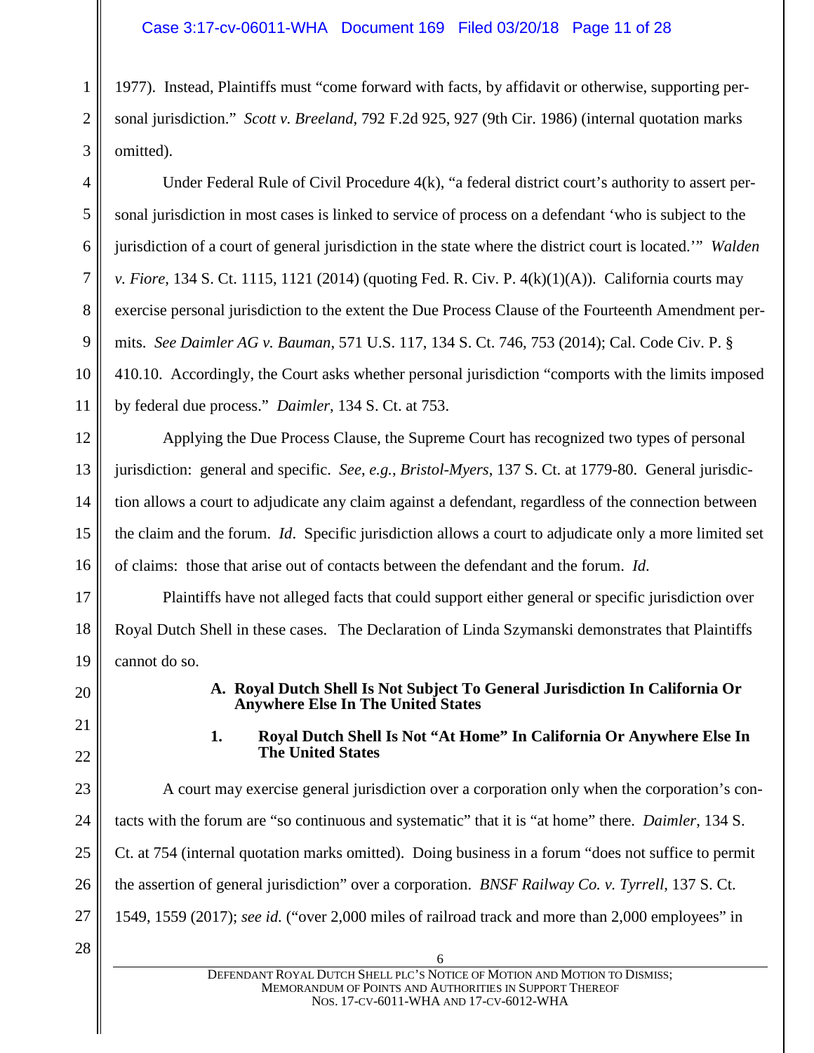1977). Instead, Plaintiffs must "come forward with facts, by affidavit or otherwise, supporting personal jurisdiction." *Scott v. Breeland*, 792 F.2d 925, 927 (9th Cir. 1986) (internal quotation marks omitted).

Under Federal Rule of Civil Procedure 4(k), "a federal district court's authority to assert personal jurisdiction in most cases is linked to service of process on a defendant 'who is subject to the jurisdiction of a court of general jurisdiction in the state where the district court is located.'" *Walden v. Fiore*, 134 S. Ct. 1115, 1121 (2014) (quoting Fed. R. Civ. P. 4(k)(1)(A)). California courts may exercise personal jurisdiction to the extent the Due Process Clause of the Fourteenth Amendment permits. *See Daimler AG v. Bauman*, 571 U.S. 117, 134 S. Ct. 746, 753 (2014); Cal. Code Civ. P. § 410.10. Accordingly, the Court asks whether personal jurisdiction "comports with the limits imposed by federal due process." *Daimler*, 134 S. Ct. at 753.

Applying the Due Process Clause, the Supreme Court has recognized two types of personal jurisdiction: general and specific. *See, e.g.*, *Bristol-Myers*, 137 S. Ct. at 1779-80. General jurisdiction allows a court to adjudicate any claim against a defendant, regardless of the connection between the claim and the forum. *Id*. Specific jurisdiction allows a court to adjudicate only a more limited set of claims: those that arise out of contacts between the defendant and the forum. *Id*.

Plaintiffs have not alleged facts that could support either general or specific jurisdiction over Royal Dutch Shell in these cases. The Declaration of Linda Szymanski demonstrates that Plaintiffs cannot do so.

### A. Royal Dutch Shell Is Not Subject To General Jurisdiction In California Or Anywhere Else In The United States

#### 1. Royal Dutch Shell Is Not "At Home" In California Or Anywhere Else In The United States

A court may exercise general jurisdiction over a corporation only when the corporation's contacts with the forum are "so continuous and systematic" that it is "at home" there. *Daimler*, 134 S. Ct. at 754 (internal quotation marks omitted). Doing business in a forum "does not suffice to permit the assertion of general jurisdiction" over a corporation. *BNSF Railway Co. v. Tyrrell*, 137 S. Ct. 1549, 1559 (2017); *see id.* ("over 2,000 miles of railroad track and more than 2,000 employees" in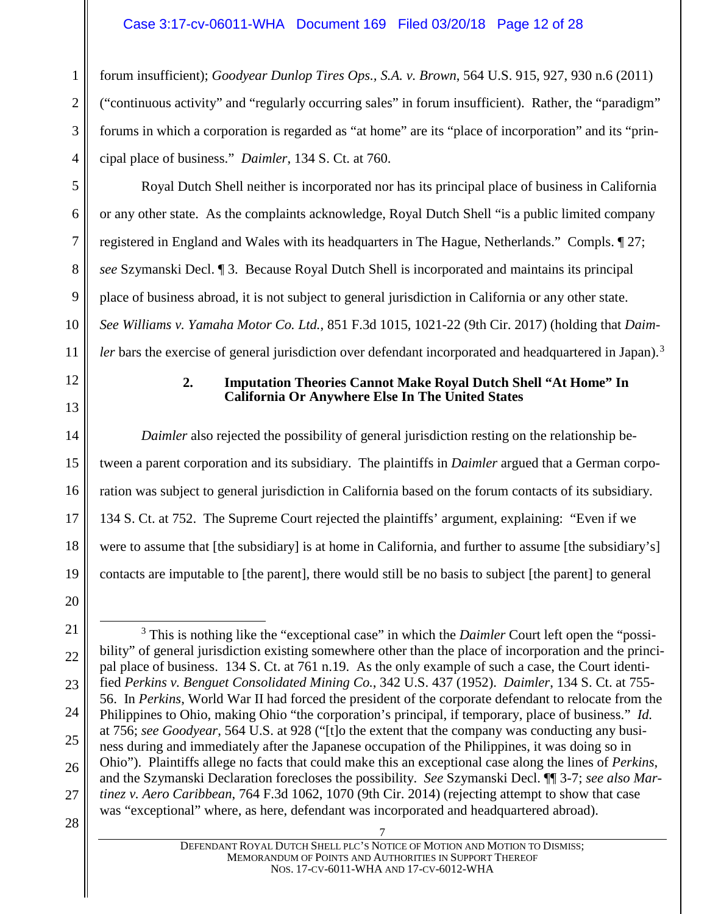forum insufficient); *Goodyear Dunlop Tires Ops., S.A. v. Brown*, 564 U.S. 915, 927, 930 n.6 (2011) ("continuous activity" and "regularly occurring sales" in forum insufficient). Rather, the "paradigm" forums in which a corporation is regarded as "at home" are its "place of incorporation" and its "principal place of business." *Daimler*, 134 S. Ct. at 760.

Royal Dutch Shell neither is incorporated nor has its principal place of business in California or any other state. As the complaints acknowledge, Royal Dutch Shell "is a public limited company registered in England and Wales with its headquarters in The Hague, Netherlands." Compls. ¶ 27; *see* Szymanski Decl. ¶ 3. Because Royal Dutch Shell is incorporated and maintains its principal place of business abroad, it is not subject to general jurisdiction in California or any other state. *See Williams v. Yamaha Motor Co. Ltd.*, 851 F.3d 1015, 1021-22 (9th Cir. 2017) (holding that *Daimler* bars the exercise of general jurisdiction over defendant incorporated and headquartered in Japan).[3]

### 2. Imputation Theories Cannot Make Royal Dutch Shell "At Home" In California Or Anywhere Else In The United States

*Daimler* also rejected the possibility of general jurisdiction resting on the relationship between a parent corporation and its subsidiary. The plaintiffs in *Daimler* argued that a German corporation was subject to general jurisdiction in California based on the forum contacts of its subsidiary. 134 S. Ct. at 752. The Supreme Court rejected the plaintiffs' argument, explaining: "Even if we were to assume that [the subsidiary] is at home in California, and further to assume [the subsidiary's] contacts are imputable to [the parent], there would still be no basis to subject [the parent] to general

---

[3] This is nothing like the "exceptional case" in which the *Daimler* Court left open the "possibility" of general jurisdiction existing somewhere other than the place of incorporation and the principal place of business. 134 S. Ct. at 761 n.19. As the only example of such a case, the Court identified *Perkins v. Benguet Consolidated Mining Co.*, 342 U.S. 437 (1952). *Daimler*, 134 S. Ct. at 755-56. In *Perkins*, World War II had forced the president of the corporate defendant to relocate from the Philippines to Ohio, making Ohio "the corporation's principal, if temporary, place of business." *Id.* at 756; *see Goodyear*, 564 U.S. at 928 ("[t]o the extent that the company was conducting any business during and immediately after the Japanese occupation of the Philippines, it was doing so in Ohio"). Plaintiffs allege no facts that could make this an exceptional case along the lines of *Perkins*, and the Szymanski Declaration forecloses the possibility. *See* Szymanski Decl. ¶¶ 3-7; *see also Martinez v. Aero Caribbean*, 764 F.3d 1062, 1070 (9th Cir. 2014) (rejecting attempt to show that case was "exceptional" where, as here, defendant was incorporated and headquartered abroad).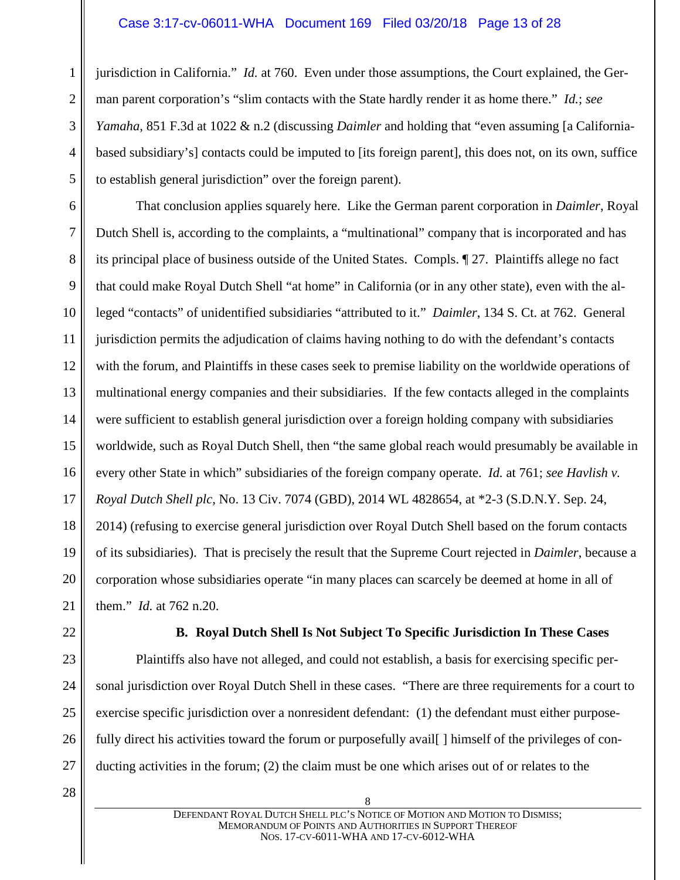jurisdiction in California." *Id.* at 760. Even under those assumptions, the Court explained, the German parent corporation's "slim contacts with the State hardly render it as home there." *Id.*; *see Yamaha*, 851 F.3d at 1022 & n.2 (discussing *Daimler* and holding that "even assuming [a California-based subsidiary's] contacts could be imputed to [its foreign parent], this does not, on its own, suffice to establish general jurisdiction" over the foreign parent).

That conclusion applies squarely here. Like the German parent corporation in *Daimler*, Royal Dutch Shell is, according to the complaints, a "multinational" company that is incorporated and has its principal place of business outside of the United States. Compls. ¶ 27. Plaintiffs allege no fact that could make Royal Dutch Shell "at home" in California (or in any other state), even with the alleged "contacts" of unidentified subsidiaries "attributed to it." *Daimler*, 134 S. Ct. at 762. General jurisdiction permits the adjudication of claims having nothing to do with the defendant's contacts with the forum, and Plaintiffs in these cases seek to premise liability on the worldwide operations of multinational energy companies and their subsidiaries. If the few contacts alleged in the complaints were sufficient to establish general jurisdiction over a foreign holding company with subsidiaries worldwide, such as Royal Dutch Shell, then "the same global reach would presumably be available in every other State in which" subsidiaries of the foreign company operate. *Id.* at 761; *see Havlish v. Royal Dutch Shell plc*, No. 13 Civ. 7074 (GBD), 2014 WL 4828654, at *2-3 (S.D.N.Y. Sep. 24, 2014) (refusing to exercise general jurisdiction over Royal Dutch Shell based on the forum contacts of its subsidiaries). That is precisely the result that the Supreme Court rejected in *Daimler*, because a corporation whose subsidiaries operate "in many places can scarcely be deemed at home in all of them." *Id.* at 762 n.20.

## B. Royal Dutch Shell Is Not Subject To Specific Jurisdiction In These Cases

Plaintiffs also have not alleged, and could not establish, a basis for exercising specific personal jurisdiction over Royal Dutch Shell in these cases. "There are three requirements for a court to exercise specific jurisdiction over a nonresident defendant: (1) the defendant must either purposefully direct his activities toward the forum or purposefully avail[ ] himself of the privileges of conducting activities in the forum; (2) the claim must be one which arises out of or relates to the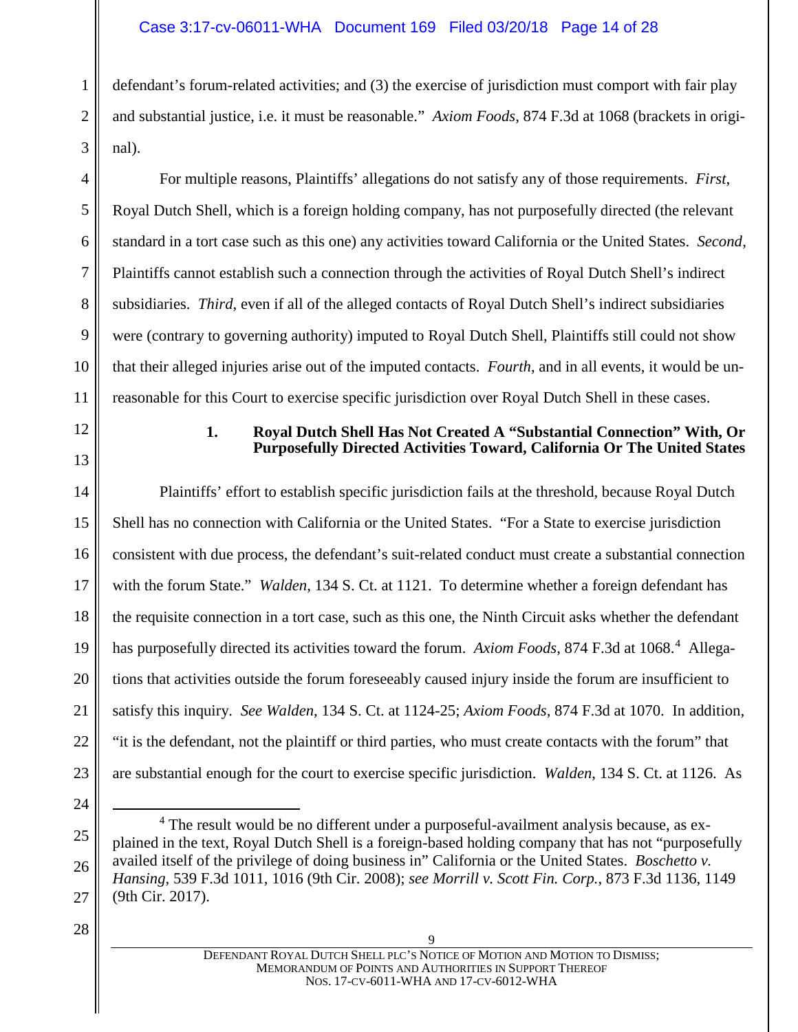defendant's forum-related activities; and (3) the exercise of jurisdiction must comport with fair play and substantial justice, i.e. it must be reasonable." *Axiom Foods*, 874 F.3d at 1068 (brackets in original).

For multiple reasons, Plaintiffs' allegations do not satisfy any of those requirements. *First*, Royal Dutch Shell, which is a foreign holding company, has not purposefully directed (the relevant standard in a tort case such as this one) any activities toward California or the United States. *Second*, Plaintiffs cannot establish such a connection through the activities of Royal Dutch Shell's indirect subsidiaries. *Third*, even if all of the alleged contacts of Royal Dutch Shell's indirect subsidiaries were (contrary to governing authority) imputed to Royal Dutch Shell, Plaintiffs still could not show that their alleged injuries arise out of the imputed contacts. *Fourth*, and in all events, it would be unreasonable for this Court to exercise specific jurisdiction over Royal Dutch Shell in these cases.

### 1. Royal Dutch Shell Has Not Created A "Substantial Connection" With, Or Purposefully Directed Activities Toward, California Or The United States

Plaintiffs' effort to establish specific jurisdiction fails at the threshold, because Royal Dutch Shell has no connection with California or the United States. "For a State to exercise jurisdiction consistent with due process, the defendant's suit-related conduct must create a substantial connection with the forum State." *Walden*, 134 S. Ct. at 1121. To determine whether a foreign defendant has the requisite connection in a tort case, such as this one, the Ninth Circuit asks whether the defendant has purposefully directed its activities toward the forum. *Axiom Foods*, 874 F.3d at 1068.[4] Allegations that activities outside the forum foreseeably caused injury inside the forum are insufficient to satisfy this inquiry. *See Walden*, 134 S. Ct. at 1124-25; *Axiom Foods*, 874 F.3d at 1070. In addition, "it is the defendant, not the plaintiff or third parties, who must create contacts with the forum" that are substantial enough for the court to exercise specific jurisdiction. *Walden*, 134 S. Ct. at 1126. As

---

[4] The result would be no different under a purposeful-availment analysis because, as explained in the text, Royal Dutch Shell is a foreign-based holding company that has not "purposefully availed itself of the privilege of doing business in" California or the United States. *Boschetto v. Hansing*, 539 F.3d 1011, 1016 (9th Cir. 2008); *see Morrill v. Scott Fin. Corp.*, 873 F.3d 1136, 1149 (9th Cir. 2017).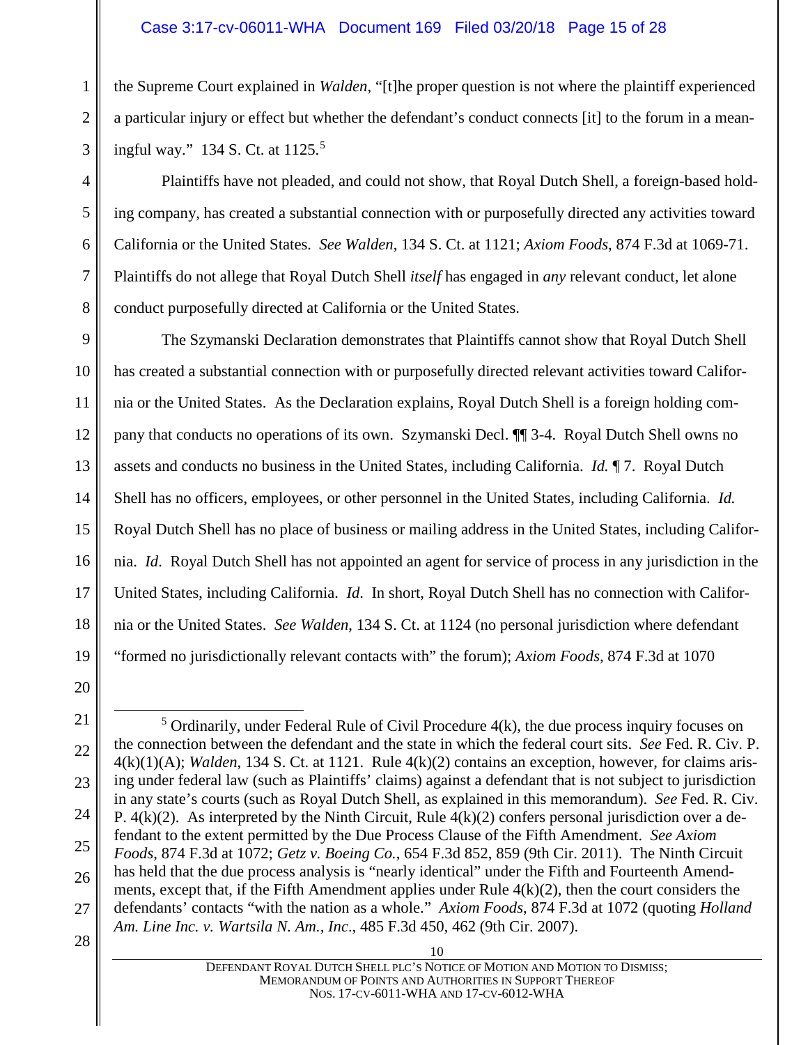the Supreme Court explained in *Walden*, "[t]he proper question is not where the plaintiff experienced a particular injury or effect but whether the defendant's conduct connects [it] to the forum in a meaningful way." 134 S. Ct. at 1125.[5]

Plaintiffs have not pleaded, and could not show, that Royal Dutch Shell, a foreign-based holding company, has created a substantial connection with or purposefully directed any activities toward California or the United States. *See Walden*, 134 S. Ct. at 1121; *Axiom Foods*, 874 F.3d at 1069-71. Plaintiffs do not allege that Royal Dutch Shell *itself* has engaged in *any* relevant conduct, let alone conduct purposefully directed at California or the United States.

The Szymanski Declaration demonstrates that Plaintiffs cannot show that Royal Dutch Shell has created a substantial connection with or purposefully directed relevant activities toward California or the United States. As the Declaration explains, Royal Dutch Shell is a foreign holding company that conducts no operations of its own. Szymanski Decl. ¶¶ 3-4. Royal Dutch Shell owns no assets and conducts no business in the United States, including California. *Id.* ¶ 7. Royal Dutch Shell has no officers, employees, or other personnel in the United States, including California. *Id.* Royal Dutch Shell has no place of business or mailing address in the United States, including California. *Id*. Royal Dutch Shell has not appointed an agent for service of process in any jurisdiction in the United States, including California. *Id*. In short, Royal Dutch Shell has no connection with California or the United States. *See Walden*, 134 S. Ct. at 1124 (no personal jurisdiction where defendant "formed no jurisdictionally relevant contacts with" the forum); *Axiom Foods*, 874 F.3d at 1070

---

[5] Ordinarily, under Federal Rule of Civil Procedure 4(k), the due process inquiry focuses on the connection between the defendant and the state in which the federal court sits. *See* Fed. R. Civ. P. 4(k)(1)(A); *Walden*, 134 S. Ct. at 1121. Rule 4(k)(2) contains an exception, however, for claims arising under federal law (such as Plaintiffs' claims) against a defendant that is not subject to jurisdiction in any state's courts (such as Royal Dutch Shell, as explained in this memorandum). *See* Fed. R. Civ. P. 4(k)(2). As interpreted by the Ninth Circuit, Rule 4(k)(2) confers personal jurisdiction over a defendant to the extent permitted by the Due Process Clause of the Fifth Amendment. *See Axiom Foods*, 874 F.3d at 1072; *Getz v. Boeing Co.*, 654 F.3d 852, 859 (9th Cir. 2011). The Ninth Circuit has held that the due process analysis is "nearly identical" under the Fifth and Fourteenth Amendments, except that, if the Fifth Amendment applies under Rule 4(k)(2), then the court considers the defendants' contacts "with the nation as a whole." *Axiom Foods*, 874 F.3d at 1072 (quoting *Holland Am. Line Inc. v. Wartsila N. Am., Inc*., 485 F.3d 450, 462 (9th Cir. 2007).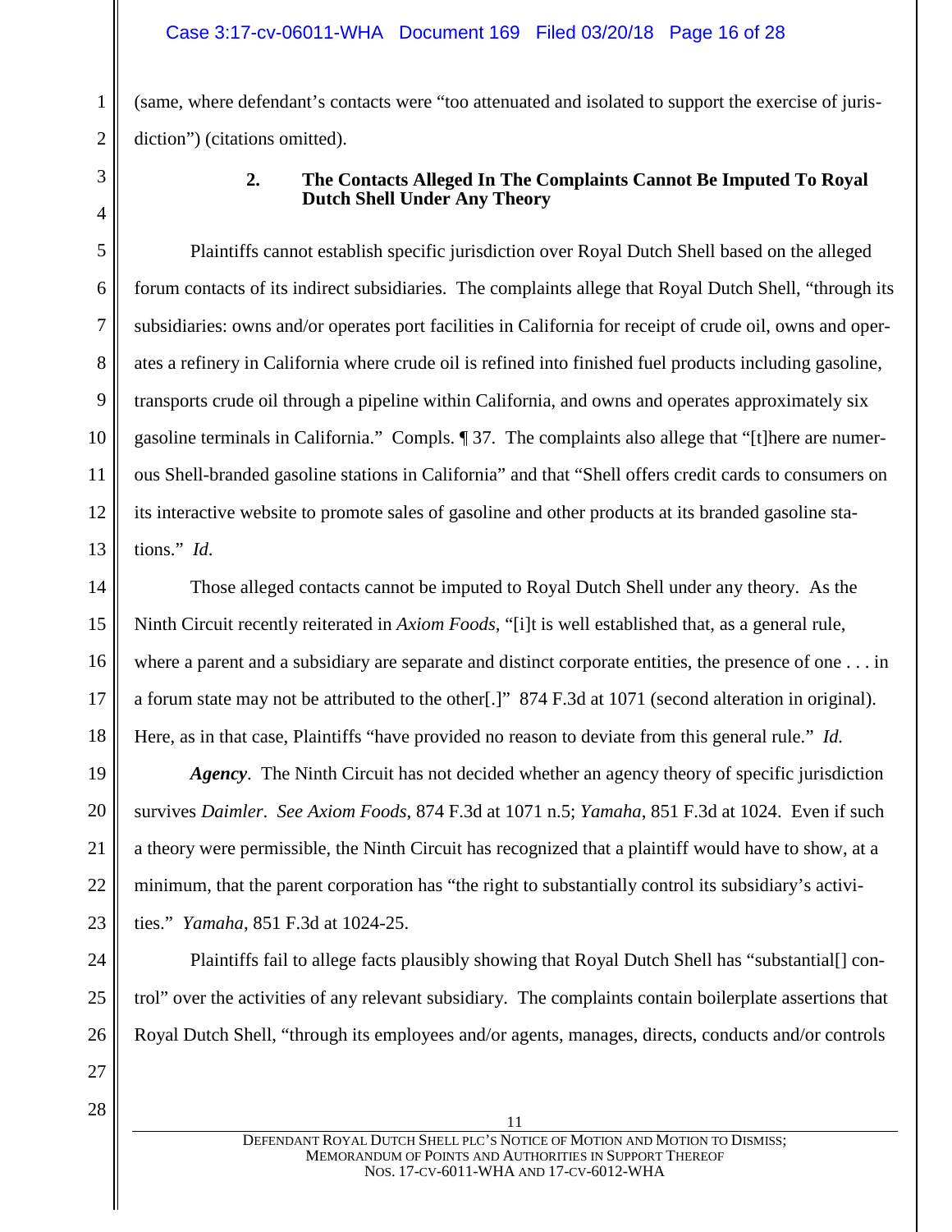(same, where defendant's contacts were "too attenuated and isolated to support the exercise of jurisdiction") (citations omitted).

### 2. The Contacts Alleged In The Complaints Cannot Be Imputed To Royal Dutch Shell Under Any Theory

Plaintiffs cannot establish specific jurisdiction over Royal Dutch Shell based on the alleged forum contacts of its indirect subsidiaries. The complaints allege that Royal Dutch Shell, "through its subsidiaries: owns and/or operates port facilities in California for receipt of crude oil, owns and operates a refinery in California where crude oil is refined into finished fuel products including gasoline, transports crude oil through a pipeline within California, and owns and operates approximately six gasoline terminals in California." Compls. ¶ 37. The complaints also allege that "[t]here are numerous Shell-branded gasoline stations in California" and that "Shell offers credit cards to consumers on its interactive website to promote sales of gasoline and other products at its branded gasoline stations." *Id.*

Those alleged contacts cannot be imputed to Royal Dutch Shell under any theory. As the Ninth Circuit recently reiterated in *Axiom Foods*, "[i]t is well established that, as a general rule, where a parent and a subsidiary are separate and distinct corporate entities, the presence of one . . . in a forum state may not be attributed to the other[.]" 874 F.3d at 1071 (second alteration in original). Here, as in that case, Plaintiffs "have provided no reason to deviate from this general rule." *Id.*

***Agency***. The Ninth Circuit has not decided whether an agency theory of specific jurisdiction survives *Daimler*. *See Axiom Foods*, 874 F.3d at 1071 n.5; *Yamaha*, 851 F.3d at 1024. Even if such a theory were permissible, the Ninth Circuit has recognized that a plaintiff would have to show, at a minimum, that the parent corporation has "the right to substantially control its subsidiary's activities." *Yamaha*, 851 F.3d at 1024-25.

Plaintiffs fail to allege facts plausibly showing that Royal Dutch Shell has "substantial[] control" over the activities of any relevant subsidiary. The complaints contain boilerplate assertions that Royal Dutch Shell, "through its employees and/or agents, manages, directs, conducts and/or controls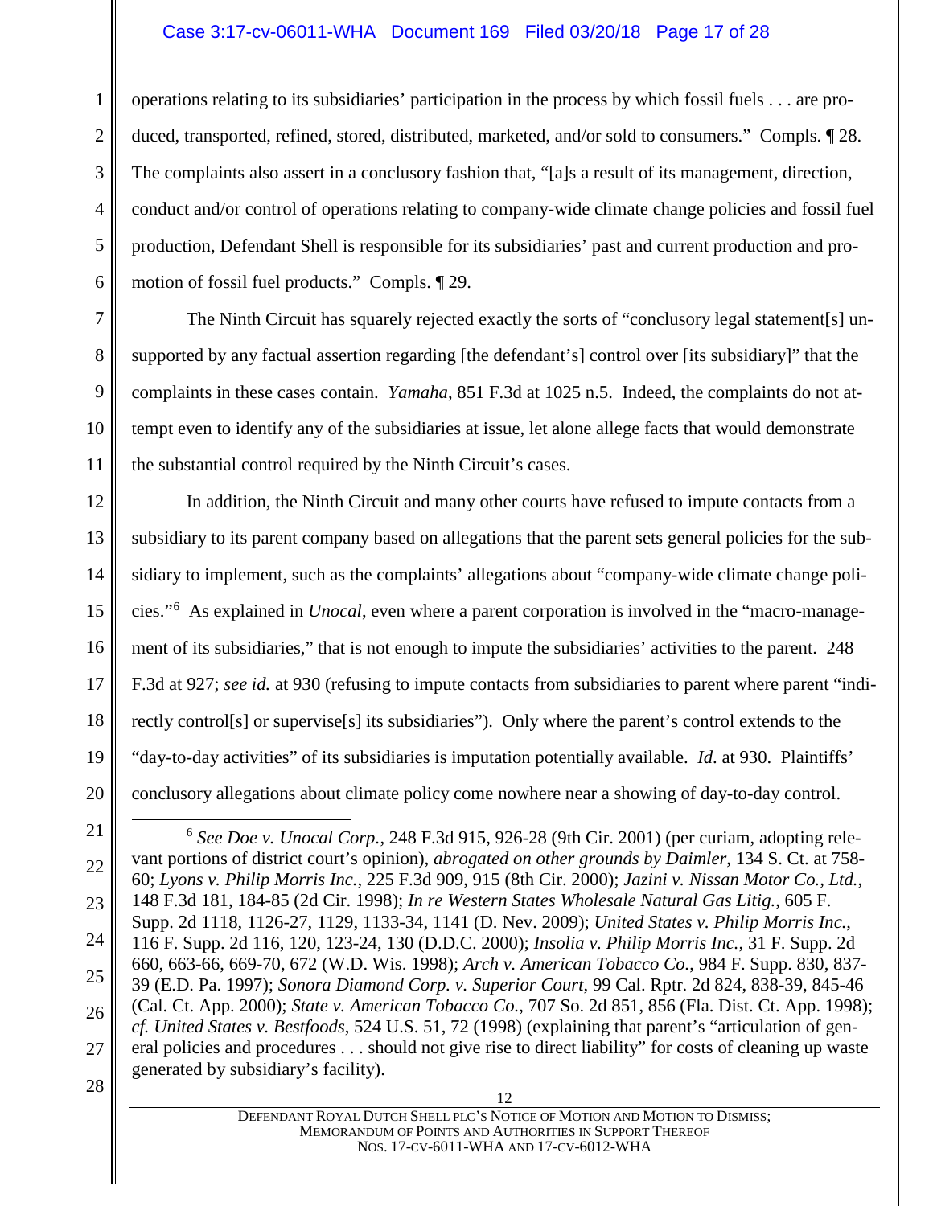operations relating to its subsidiaries' participation in the process by which fossil fuels . . . are produced, transported, refined, stored, distributed, marketed, and/or sold to consumers." Compls. ¶ 28. The complaints also assert in a conclusory fashion that, "[a]s a result of its management, direction, conduct and/or control of operations relating to company-wide climate change policies and fossil fuel production, Defendant Shell is responsible for its subsidiaries' past and current production and promotion of fossil fuel products." Compls. ¶ 29.

The Ninth Circuit has squarely rejected exactly the sorts of "conclusory legal statement[s] unsupported by any factual assertion regarding [the defendant's] control over [its subsidiary]" that the complaints in these cases contain. *Yamaha*, 851 F.3d at 1025 n.5. Indeed, the complaints do not attempt even to identify any of the subsidiaries at issue, let alone allege facts that would demonstrate the substantial control required by the Ninth Circuit's cases.

In addition, the Ninth Circuit and many other courts have refused to impute contacts from a subsidiary to its parent company based on allegations that the parent sets general policies for the subsidiary to implement, such as the complaints' allegations about "company-wide climate change policies."[6] As explained in *Unocal*, even where a parent corporation is involved in the "macro-management of its subsidiaries," that is not enough to impute the subsidiaries' activities to the parent. 248 F.3d at 927; *see id.* at 930 (refusing to impute contacts from subsidiaries to parent where parent "indirectly control[s] or supervise[s] its subsidiaries"). Only where the parent's control extends to the "day-to-day activities" of its subsidiaries is imputation potentially available. *Id.* at 930. Plaintiffs' conclusory allegations about climate policy come nowhere near a showing of day-to-day control.

---

[6] *See Doe v. Unocal Corp.*, 248 F.3d 915, 926-28 (9th Cir. 2001) (per curiam, adopting relevant portions of district court's opinion), *abrogated on other grounds by Daimler*, 134 S. Ct. at 758-60; *Lyons v. Philip Morris Inc.*, 225 F.3d 909, 915 (8th Cir. 2000); *Jazini v. Nissan Motor Co., Ltd.*, 148 F.3d 181, 184-85 (2d Cir. 1998); *In re Western States Wholesale Natural Gas Litig.*, 605 F. Supp. 2d 1118, 1126-27, 1129, 1133-34, 1141 (D. Nev. 2009); *United States v. Philip Morris Inc.*, 116 F. Supp. 2d 116, 120, 123-24, 130 (D.D.C. 2000); *Insolia v. Philip Morris Inc.*, 31 F. Supp. 2d 660, 663-66, 669-70, 672 (W.D. Wis. 1998); *Arch v. American Tobacco Co.*, 984 F. Supp. 830, 837-39 (E.D. Pa. 1997); *Sonora Diamond Corp. v. Superior Court*, 99 Cal. Rptr. 2d 824, 838-39, 845-46 (Cal. Ct. App. 2000); *State v. American Tobacco Co.*, 707 So. 2d 851, 856 (Fla. Dist. Ct. App. 1998); *cf. United States v. Bestfoods*, 524 U.S. 51, 72 (1998) (explaining that parent's "articulation of general policies and procedures . . . should not give rise to direct liability" for costs of cleaning up waste generated by subsidiary's facility).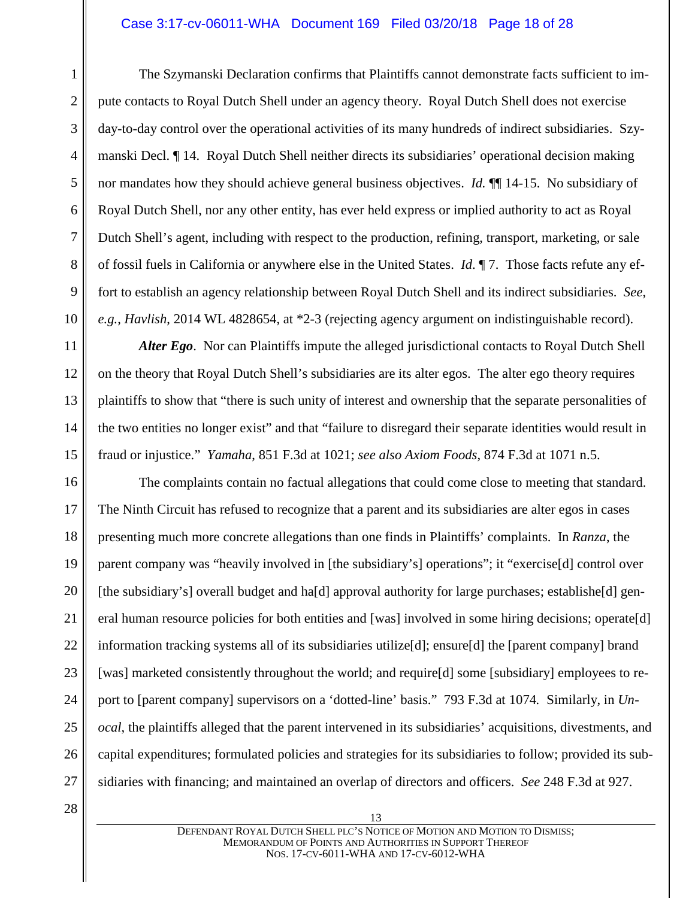The Szymanski Declaration confirms that Plaintiffs cannot demonstrate facts sufficient to impute contacts to Royal Dutch Shell under an agency theory. Royal Dutch Shell does not exercise day-to-day control over the operational activities of its many hundreds of indirect subsidiaries. Szymanski Decl. ¶ 14. Royal Dutch Shell neither directs its subsidiaries' operational decision making nor mandates how they should achieve general business objectives. *Id.* ¶¶ 14-15. No subsidiary of Royal Dutch Shell, nor any other entity, has ever held express or implied authority to act as Royal Dutch Shell's agent, including with respect to the production, refining, transport, marketing, or sale of fossil fuels in California or anywhere else in the United States. *Id.* ¶ 7. Those facts refute any effort to establish an agency relationship between Royal Dutch Shell and its indirect subsidiaries. *See, e.g.*, *Havlish*, 2014 WL 4828654, at *2-3 (rejecting agency argument on indistinguishable record).

***Alter Ego***. Nor can Plaintiffs impute the alleged jurisdictional contacts to Royal Dutch Shell on the theory that Royal Dutch Shell's subsidiaries are its alter egos. The alter ego theory requires plaintiffs to show that "there is such unity of interest and ownership that the separate personalities of the two entities no longer exist" and that "failure to disregard their separate identities would result in fraud or injustice." *Yamaha*, 851 F.3d at 1021; *see also Axiom Foods*, 874 F.3d at 1071 n.5.

The complaints contain no factual allegations that could come close to meeting that standard. The Ninth Circuit has refused to recognize that a parent and its subsidiaries are alter egos in cases presenting much more concrete allegations than one finds in Plaintiffs' complaints. In *Ranza*, the parent company was "heavily involved in [the subsidiary's] operations"; it "exercise[d] control over [the subsidiary's] overall budget and ha[d] approval authority for large purchases; establishe[d] general human resource policies for both entities and [was] involved in some hiring decisions; operate[d] information tracking systems all of its subsidiaries utilize[d]; ensure[d] the [parent company] brand [was] marketed consistently throughout the world; and require[d] some [subsidiary] employees to report to [parent company] supervisors on a 'dotted-line' basis." 793 F.3d at 1074. Similarly, in *Unocal*, the plaintiffs alleged that the parent intervened in its subsidiaries' acquisitions, divestments, and capital expenditures; formulated policies and strategies for its subsidiaries to follow; provided its subsidiaries with financing; and maintained an overlap of directors and officers. *See* 248 F.3d at 927.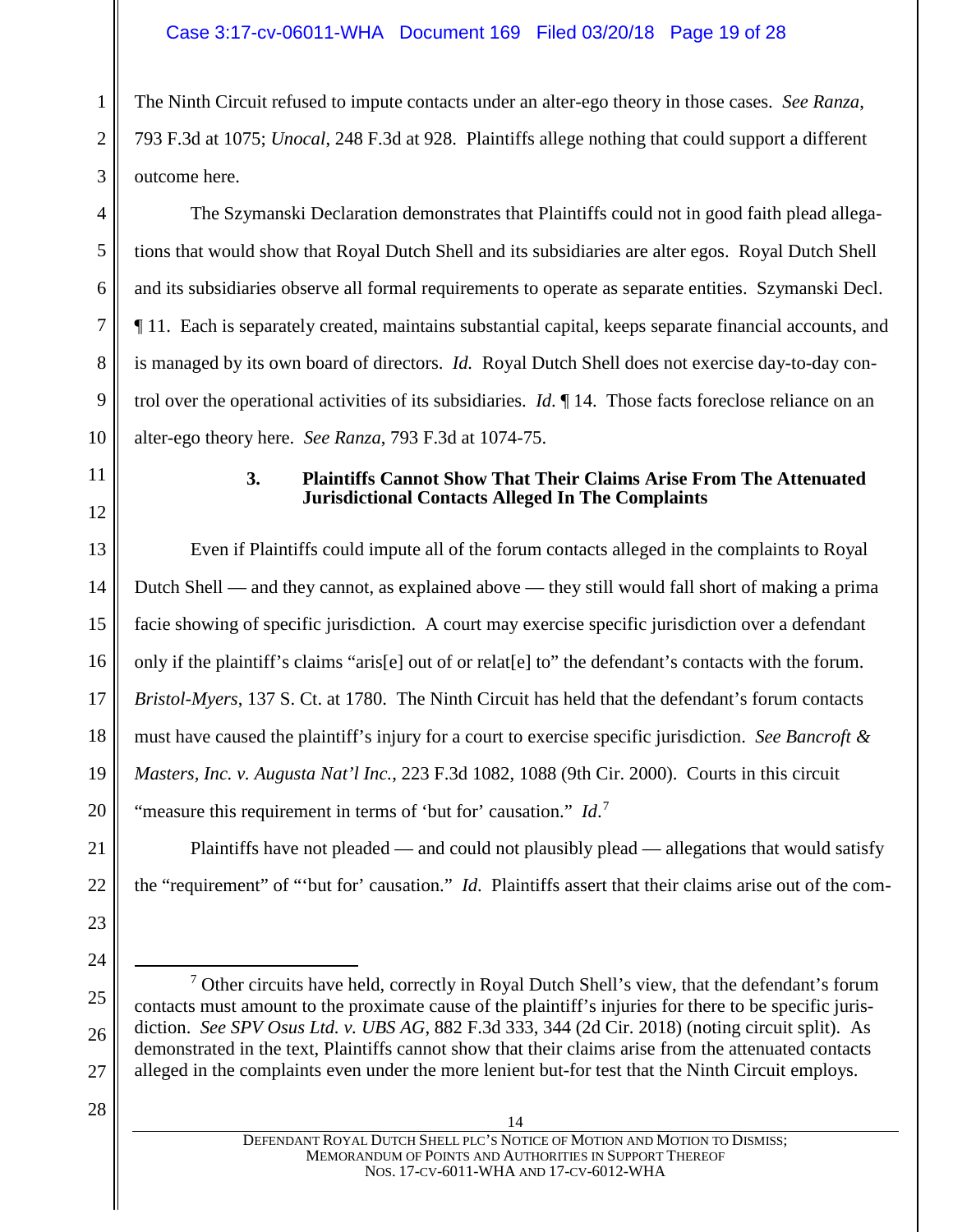The Ninth Circuit refused to impute contacts under an alter-ego theory in those cases. *See Ranza*, 793 F.3d at 1075; *Unocal*, 248 F.3d at 928. Plaintiffs allege nothing that could support a different outcome here.

The Szymanski Declaration demonstrates that Plaintiffs could not in good faith plead allegations that would show that Royal Dutch Shell and its subsidiaries are alter egos. Royal Dutch Shell and its subsidiaries observe all formal requirements to operate as separate entities. Szymanski Decl. ¶ 11. Each is separately created, maintains substantial capital, keeps separate financial accounts, and is managed by its own board of directors. *Id.* Royal Dutch Shell does not exercise day-to-day control over the operational activities of its subsidiaries. *Id.* ¶ 14. Those facts foreclose reliance on an alter-ego theory here. *See Ranza*, 793 F.3d at 1074-75.

### 3. Plaintiffs Cannot Show That Their Claims Arise From The Attenuated Jurisdictional Contacts Alleged In The Complaints

Even if Plaintiffs could impute all of the forum contacts alleged in the complaints to Royal Dutch Shell — and they cannot, as explained above — they still would fall short of making a prima facie showing of specific jurisdiction. A court may exercise specific jurisdiction over a defendant only if the plaintiff's claims "aris[e] out of or relat[e] to" the defendant's contacts with the forum. *Bristol-Myers*, 137 S. Ct. at 1780. The Ninth Circuit has held that the defendant's forum contacts must have caused the plaintiff's injury for a court to exercise specific jurisdiction. *See Bancroft & Masters, Inc. v. Augusta Nat'l Inc.*, 223 F.3d 1082, 1088 (9th Cir. 2000). Courts in this circuit "measure this requirement in terms of 'but for' causation." *Id.*[7]

Plaintiffs have not pleaded — and could not plausibly plead — allegations that would satisfy the "requirement" of "'but for' causation." *Id.* Plaintiffs assert that their claims arise out of the com-

[7] Other circuits have held, correctly in Royal Dutch Shell's view, that the defendant's forum contacts must amount to the proximate cause of the plaintiff's injuries for there to be specific jurisdiction. *See SPV Osus Ltd. v. UBS AG*, 882 F.3d 333, 344 (2d Cir. 2018) (noting circuit split). As demonstrated in the text, Plaintiffs cannot show that their claims arise from the attenuated contacts alleged in the complaints even under the more lenient but-for test that the Ninth Circuit employs.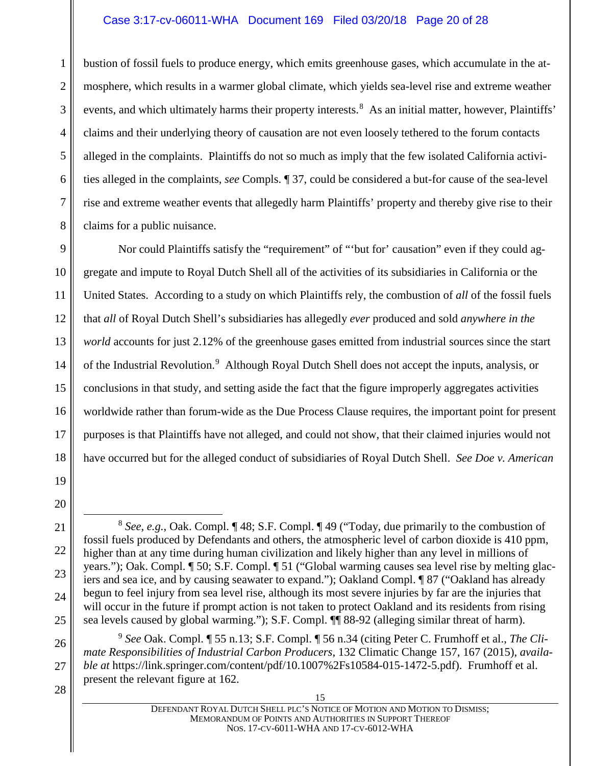bustion of fossil fuels to produce energy, which emits greenhouse gases, which accumulate in the atmosphere, which results in a warmer global climate, which yields sea-level rise and extreme weather events, and which ultimately harms their property interests.[8] As an initial matter, however, Plaintiffs' claims and their underlying theory of causation are not even loosely tethered to the forum contacts alleged in the complaints. Plaintiffs do not so much as imply that the few isolated California activities alleged in the complaints, *see* Compls. ¶ 37, could be considered a but-for cause of the sea-level rise and extreme weather events that allegedly harm Plaintiffs' property and thereby give rise to their claims for a public nuisance.

Nor could Plaintiffs satisfy the "requirement" of "'but for' causation" even if they could aggregate and impute to Royal Dutch Shell all of the activities of its subsidiaries in California or the United States. According to a study on which Plaintiffs rely, the combustion of *all* of the fossil fuels that *all* of Royal Dutch Shell's subsidiaries has allegedly *ever* produced and sold *anywhere in the world* accounts for just 2.12% of the greenhouse gases emitted from industrial sources since the start of the Industrial Revolution.[9] Although Royal Dutch Shell does not accept the inputs, analysis, or conclusions in that study, and setting aside the fact that the figure improperly aggregates activities worldwide rather than forum-wide as the Due Process Clause requires, the important point for present purposes is that Plaintiffs have not alleged, and could not show, that their claimed injuries would not have occurred but for the alleged conduct of subsidiaries of Royal Dutch Shell. *See Doe v. American*

---

[8] *See, e.g.*, Oak. Compl. ¶ 48; S.F. Compl. ¶ 49 ("Today, due primarily to the combustion of fossil fuels produced by Defendants and others, the atmospheric level of carbon dioxide is 410 ppm, higher than at any time during human civilization and likely higher than any level in millions of years."); Oak. Compl. ¶ 50; S.F. Compl. ¶ 51 ("Global warming causes sea level rise by melting glaciers and sea ice, and by causing seawater to expand."); Oakland Compl. ¶ 87 ("Oakland has already begun to feel injury from sea level rise, although its most severe injuries by far are the injuries that will occur in the future if prompt action is not taken to protect Oakland and its residents from rising sea levels caused by global warming."); S.F. Compl. ¶¶ 88-92 (alleging similar threat of harm).

[9] *See* Oak. Compl. ¶ 55 n.13; S.F. Compl. ¶ 56 n.34 (citing Peter C. Frumhoff et al., *The Climate Responsibilities of Industrial Carbon Producers*, 132 Climatic Change 157, 167 (2015), *available at* https://link.springer.com/content/pdf/10.1007%2Fs10584-015-1472-5.pdf). Frumhoff et al. present the relevant figure at 162.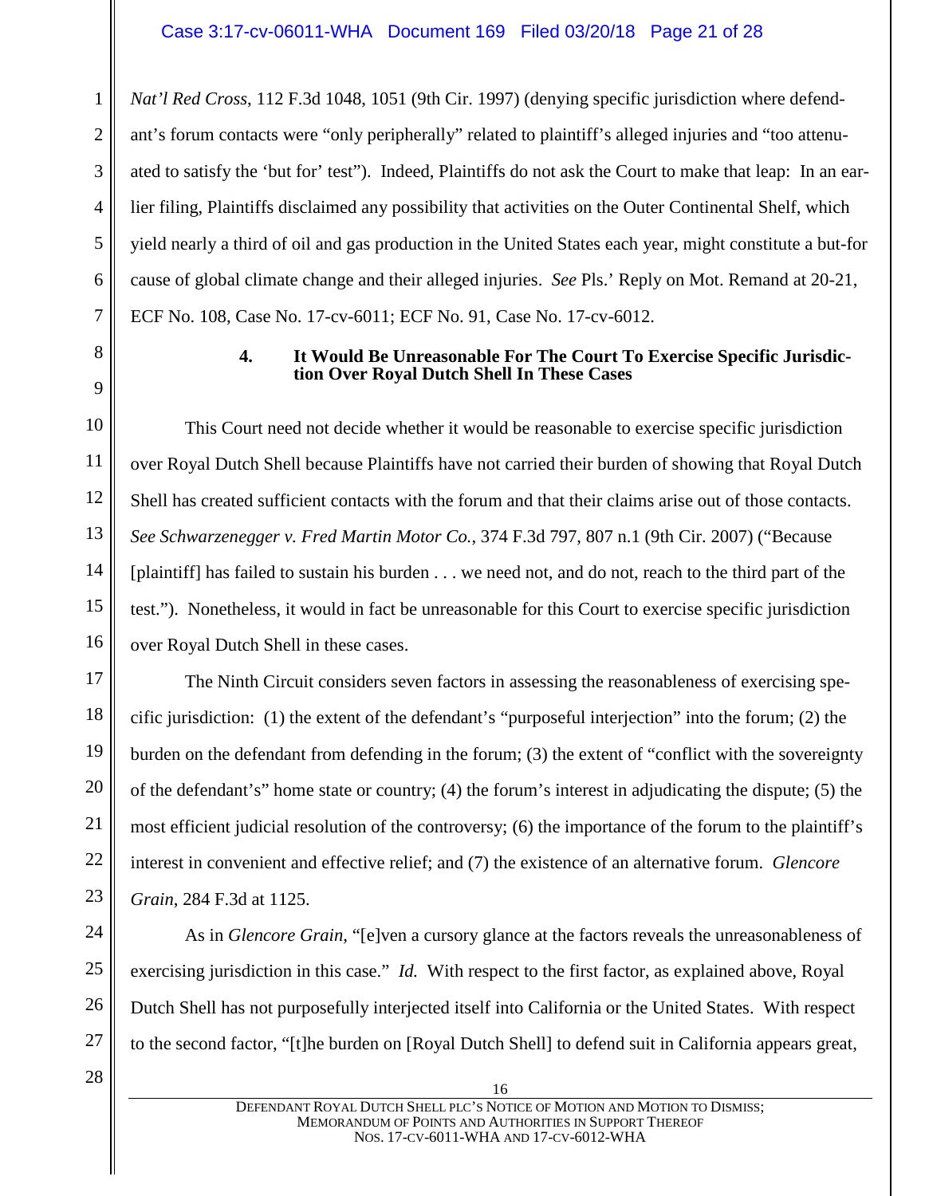*Nat'l Red Cross*, 112 F.3d 1048, 1051 (9th Cir. 1997) (denying specific jurisdiction where defendant's forum contacts were "only peripherally" related to plaintiff's alleged injuries and "too attenuated to satisfy the 'but for' test"). Indeed, Plaintiffs do not ask the Court to make that leap: In an earlier filing, Plaintiffs disclaimed any possibility that activities on the Outer Continental Shelf, which yield nearly a third of oil and gas production in the United States each year, might constitute a but-for cause of global climate change and their alleged injuries. *See* Pls.' Reply on Mot. Remand at 20-21, ECF No. 108, Case No. 17-cv-6011; ECF No. 91, Case No. 17-cv-6012.

### 4. It Would Be Unreasonable For The Court To Exercise Specific Jurisdiction Over Royal Dutch Shell In These Cases

This Court need not decide whether it would be reasonable to exercise specific jurisdiction over Royal Dutch Shell because Plaintiffs have not carried their burden of showing that Royal Dutch Shell has created sufficient contacts with the forum and that their claims arise out of those contacts. *See Schwarzenegger v. Fred Martin Motor Co.*, 374 F.3d 797, 807 n.1 (9th Cir. 2007) ("Because [plaintiff] has failed to sustain his burden . . . we need not, and do not, reach to the third part of the test."). Nonetheless, it would in fact be unreasonable for this Court to exercise specific jurisdiction over Royal Dutch Shell in these cases.

The Ninth Circuit considers seven factors in assessing the reasonableness of exercising specific jurisdiction: (1) the extent of the defendant's "purposeful interjection" into the forum; (2) the burden on the defendant from defending in the forum; (3) the extent of "conflict with the sovereignty of the defendant's" home state or country; (4) the forum's interest in adjudicating the dispute; (5) the most efficient judicial resolution of the controversy; (6) the importance of the forum to the plaintiff's interest in convenient and effective relief; and (7) the existence of an alternative forum. *Glencore Grain*, 284 F.3d at 1125.

As in *Glencore Grain*, "[e]ven a cursory glance at the factors reveals the unreasonableness of exercising jurisdiction in this case." *Id.* With respect to the first factor, as explained above, Royal Dutch Shell has not purposefully interjected itself into California or the United States. With respect to the second factor, "[t]he burden on [Royal Dutch Shell] to defend suit in California appears great,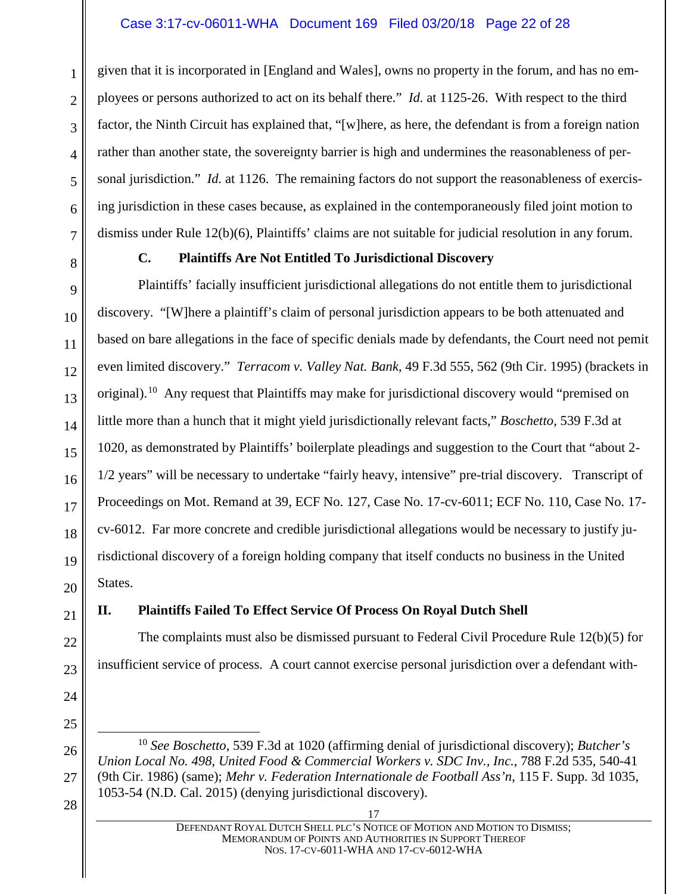given that it is incorporated in [England and Wales], owns no property in the forum, and has no employees or persons authorized to act on its behalf there." *Id.* at 1125-26. With respect to the third factor, the Ninth Circuit has explained that, "[w]here, as here, the defendant is from a foreign nation rather than another state, the sovereignty barrier is high and undermines the reasonableness of personal jurisdiction." *Id.* at 1126. The remaining factors do not support the reasonableness of exercising jurisdiction in these cases because, as explained in the contemporaneously filed joint motion to dismiss under Rule 12(b)(6), Plaintiffs' claims are not suitable for judicial resolution in any forum.

### C. Plaintiffs Are Not Entitled To Jurisdictional Discovery

Plaintiffs' facially insufficient jurisdictional allegations do not entitle them to jurisdictional discovery. "[W]here a plaintiff's claim of personal jurisdiction appears to be both attenuated and based on bare allegations in the face of specific denials made by defendants, the Court need not pemit even limited discovery." *Terracom v. Valley Nat. Bank*, 49 F.3d 555, 562 (9th Cir. 1995) (brackets in original).[10] Any request that Plaintiffs may make for jurisdictional discovery would "premised on little more than a hunch that it might yield jurisdictionally relevant facts," *Boschetto*, 539 F.3d at 1020, as demonstrated by Plaintiffs' boilerplate pleadings and suggestion to the Court that "about 2-1/2 years" will be necessary to undertake "fairly heavy, intensive" pre-trial discovery. Transcript of Proceedings on Mot. Remand at 39, ECF No. 127, Case No. 17-cv-6011; ECF No. 110, Case No. 17-cv-6012. Far more concrete and credible jurisdictional allegations would be necessary to justify jurisdictional discovery of a foreign holding company that itself conducts no business in the United States.

## II. Plaintiffs Failed To Effect Service Of Process On Royal Dutch Shell

The complaints must also be dismissed pursuant to Federal Civil Procedure Rule 12(b)(5) for insufficient service of process. A court cannot exercise personal jurisdiction over a defendant with-

---

[10] *See Boschetto*, 539 F.3d at 1020 (affirming denial of jurisdictional discovery); *Butcher's Union Local No. 498, United Food & Commercial Workers v. SDC Inv., Inc.*, 788 F.2d 535, 540-41 (9th Cir. 1986) (same); *Mehr v. Federation Internationale de Football Ass'n*, 115 F. Supp. 3d 1035, 1053-54 (N.D. Cal. 2015) (denying jurisdictional discovery).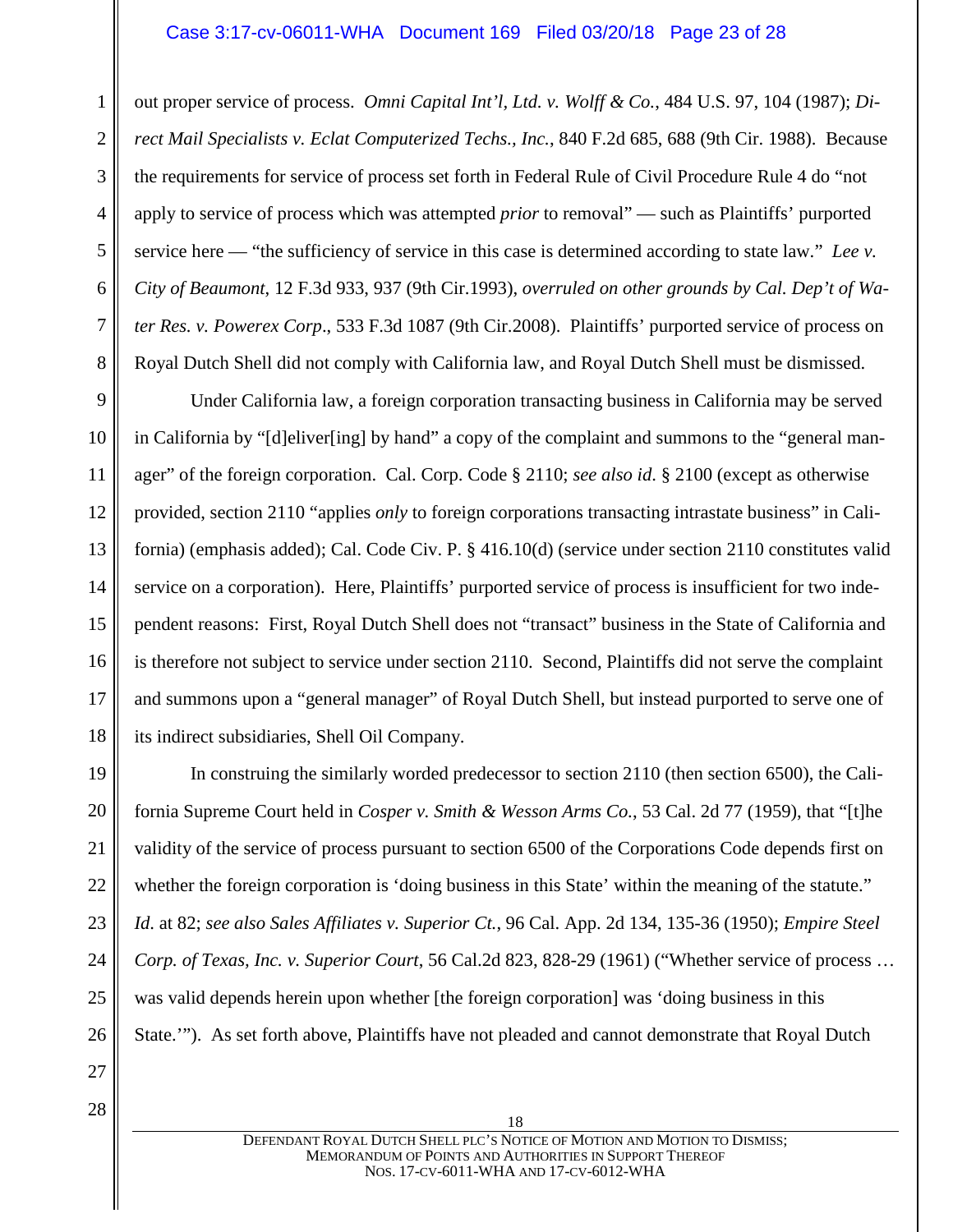out proper service of process. *Omni Capital Int'l, Ltd. v. Wolff & Co.*, 484 U.S. 97, 104 (1987); *Direct Mail Specialists v. Eclat Computerized Techs., Inc.*, 840 F.2d 685, 688 (9th Cir. 1988). Because the requirements for service of process set forth in Federal Rule of Civil Procedure Rule 4 do "not apply to service of process which was attempted *prior* to removal" — such as Plaintiffs' purported service here — "the sufficiency of service in this case is determined according to state law." *Lee v. City of Beaumont*, 12 F.3d 933, 937 (9th Cir.1993), *overruled on other grounds by Cal. Dep't of Water Res. v. Powerex Corp*., 533 F.3d 1087 (9th Cir.2008). Plaintiffs' purported service of process on Royal Dutch Shell did not comply with California law, and Royal Dutch Shell must be dismissed.

Under California law, a foreign corporation transacting business in California may be served in California by "[d]eliver[ing] by hand" a copy of the complaint and summons to the "general manager" of the foreign corporation. Cal. Corp. Code § 2110; *see also id.* § 2100 (except as otherwise provided, section 2110 "applies *only* to foreign corporations transacting intrastate business" in California) (emphasis added); Cal. Code Civ. P. § 416.10(d) (service under section 2110 constitutes valid service on a corporation). Here, Plaintiffs' purported service of process is insufficient for two independent reasons: First, Royal Dutch Shell does not "transact" business in the State of California and is therefore not subject to service under section 2110. Second, Plaintiffs did not serve the complaint and summons upon a "general manager" of Royal Dutch Shell, but instead purported to serve one of its indirect subsidiaries, Shell Oil Company.

In construing the similarly worded predecessor to section 2110 (then section 6500), the California Supreme Court held in *Cosper v. Smith & Wesson Arms Co.*, 53 Cal. 2d 77 (1959), that "[t]he validity of the service of process pursuant to section 6500 of the Corporations Code depends first on whether the foreign corporation is 'doing business in this State' within the meaning of the statute." *Id.* at 82; *see also Sales Affiliates v. Superior Ct.*, 96 Cal. App. 2d 134, 135-36 (1950); *Empire Steel Corp. of Texas, Inc. v. Superior Court*, 56 Cal.2d 823, 828-29 (1961) ("Whether service of process … was valid depends herein upon whether [the foreign corporation] was 'doing business in this State.'"). As set forth above, Plaintiffs have not pleaded and cannot demonstrate that Royal Dutch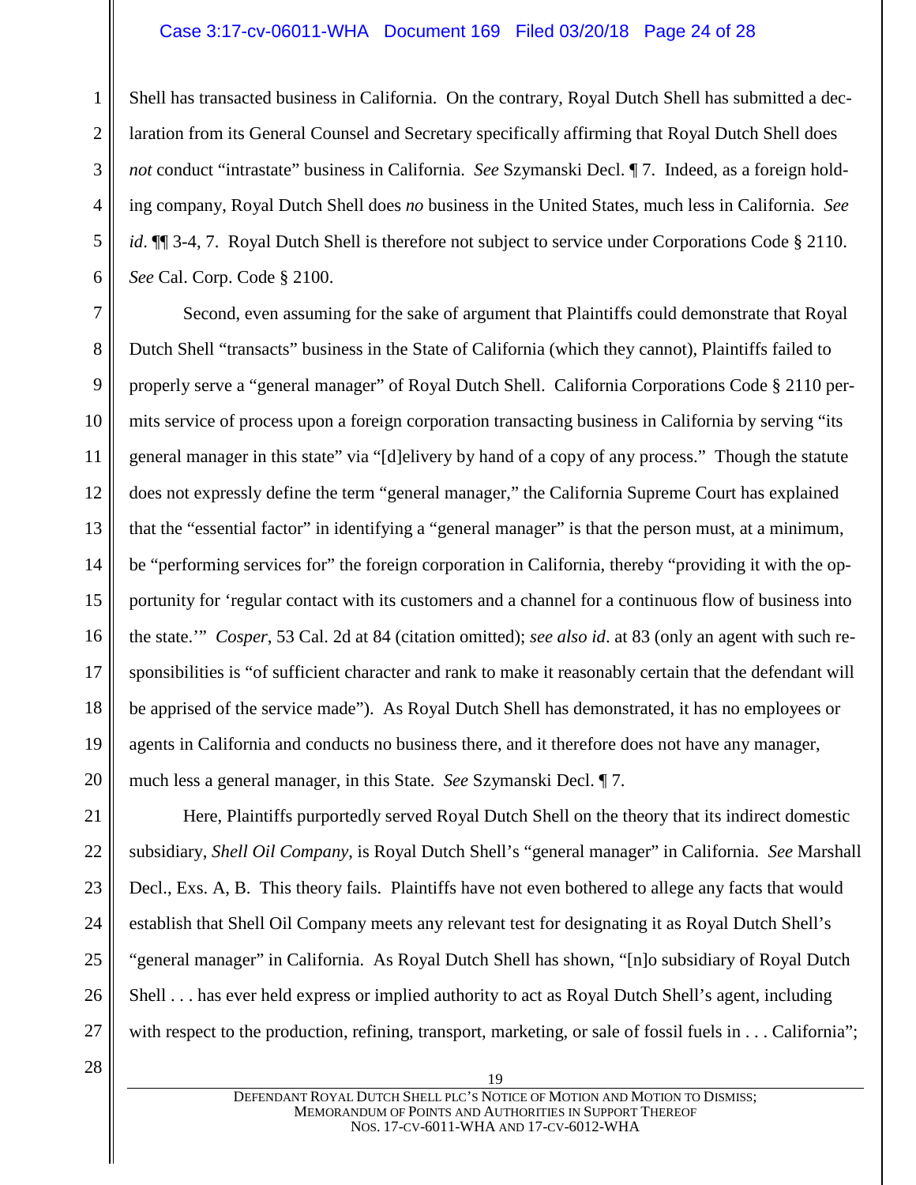Shell has transacted business in California. On the contrary, Royal Dutch Shell has submitted a declaration from its General Counsel and Secretary specifically affirming that Royal Dutch Shell does *not* conduct "intrastate" business in California. *See* Szymanski Decl. ¶ 7. Indeed, as a foreign holding company, Royal Dutch Shell does *no* business in the United States, much less in California. *See id*. ¶¶ 3-4, 7. Royal Dutch Shell is therefore not subject to service under Corporations Code § 2110. *See* Cal. Corp. Code § 2100.

Second, even assuming for the sake of argument that Plaintiffs could demonstrate that Royal Dutch Shell "transacts" business in the State of California (which they cannot), Plaintiffs failed to properly serve a "general manager" of Royal Dutch Shell. California Corporations Code § 2110 permits service of process upon a foreign corporation transacting business in California by serving "its general manager in this state" via "[d]elivery by hand of a copy of any process." Though the statute does not expressly define the term "general manager," the California Supreme Court has explained that the "essential factor" in identifying a "general manager" is that the person must, at a minimum, be "performing services for" the foreign corporation in California, thereby "providing it with the opportunity for 'regular contact with its customers and a channel for a continuous flow of business into the state.'" *Cosper*, 53 Cal. 2d at 84 (citation omitted); *see also id*. at 83 (only an agent with such responsibilities is "of sufficient character and rank to make it reasonably certain that the defendant will be apprised of the service made"). As Royal Dutch Shell has demonstrated, it has no employees or agents in California and conducts no business there, and it therefore does not have any manager, much less a general manager, in this State. *See* Szymanski Decl. ¶ 7.

Here, Plaintiffs purportedly served Royal Dutch Shell on the theory that its indirect domestic subsidiary, *Shell Oil Company*, is Royal Dutch Shell's "general manager" in California. *See* Marshall Decl., Exs. A, B. This theory fails. Plaintiffs have not even bothered to allege any facts that would establish that Shell Oil Company meets any relevant test for designating it as Royal Dutch Shell's "general manager" in California. As Royal Dutch Shell has shown, "[n]o subsidiary of Royal Dutch Shell . . . has ever held express or implied authority to act as Royal Dutch Shell's agent, including with respect to the production, refining, transport, marketing, or sale of fossil fuels in . . . California";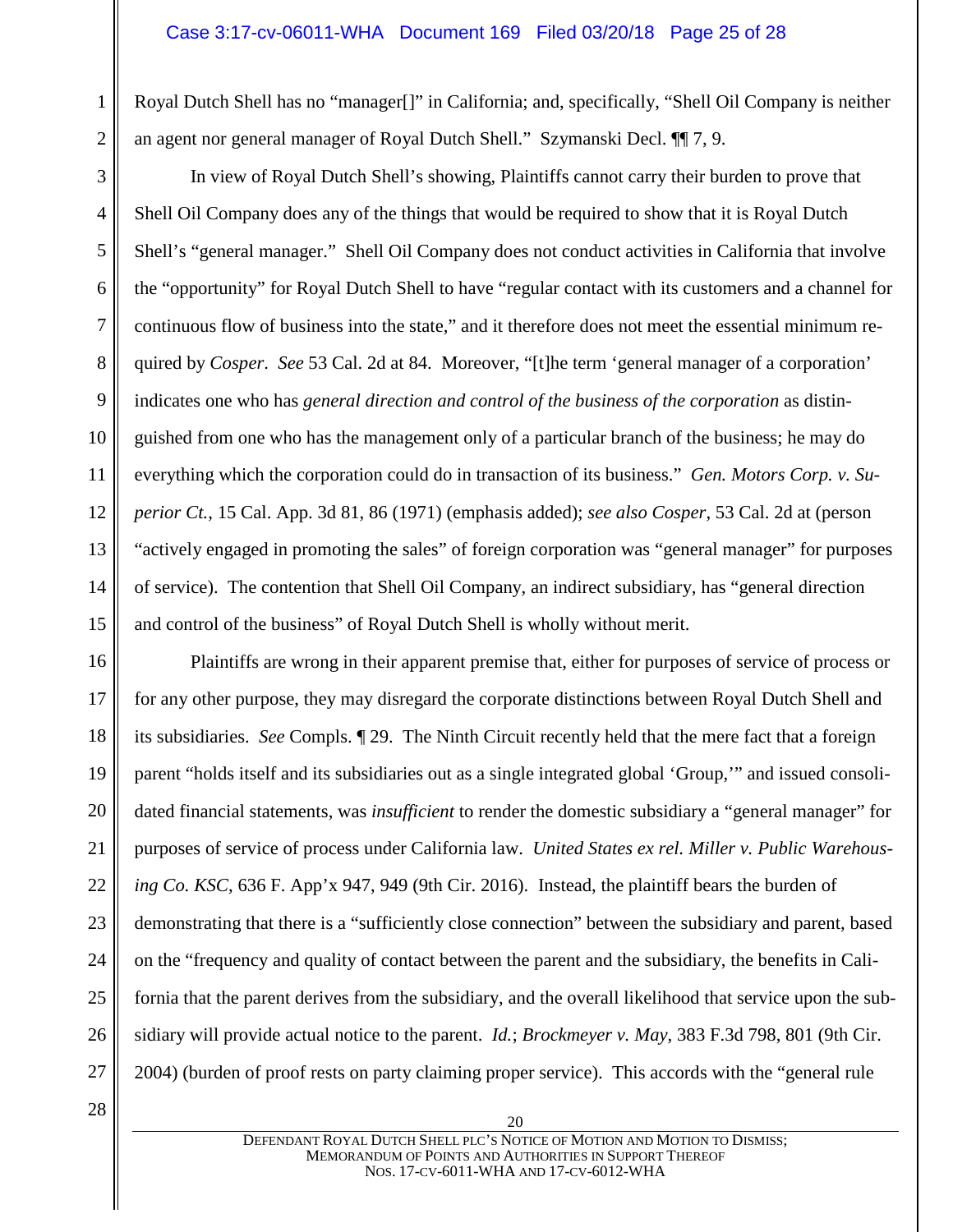Royal Dutch Shell has no "manager[]" in California; and, specifically, "Shell Oil Company is neither an agent nor general manager of Royal Dutch Shell." Szymanski Decl. ¶¶ 7, 9.

In view of Royal Dutch Shell's showing, Plaintiffs cannot carry their burden to prove that Shell Oil Company does any of the things that would be required to show that it is Royal Dutch Shell's "general manager." Shell Oil Company does not conduct activities in California that involve the "opportunity" for Royal Dutch Shell to have "regular contact with its customers and a channel for continuous flow of business into the state," and it therefore does not meet the essential minimum required by *Cosper*. *See* 53 Cal. 2d at 84. Moreover, "[t]he term 'general manager of a corporation' indicates one who has *general direction and control of the business of the corporation* as distinguished from one who has the management only of a particular branch of the business; he may do everything which the corporation could do in transaction of its business." *Gen. Motors Corp. v. Superior Ct.*, 15 Cal. App. 3d 81, 86 (1971) (emphasis added); *see also Cosper*, 53 Cal. 2d at (person "actively engaged in promoting the sales" of foreign corporation was "general manager" for purposes of service). The contention that Shell Oil Company, an indirect subsidiary, has "general direction and control of the business" of Royal Dutch Shell is wholly without merit.

Plaintiffs are wrong in their apparent premise that, either for purposes of service of process or for any other purpose, they may disregard the corporate distinctions between Royal Dutch Shell and its subsidiaries. *See* Compls. ¶ 29. The Ninth Circuit recently held that the mere fact that a foreign parent "holds itself and its subsidiaries out as a single integrated global 'Group,'" and issued consolidated financial statements, was *insufficient* to render the domestic subsidiary a "general manager" for purposes of service of process under California law. *United States ex rel. Miller v. Public Warehousing Co. KSC*, 636 F. App'x 947, 949 (9th Cir. 2016). Instead, the plaintiff bears the burden of demonstrating that there is a "sufficiently close connection" between the subsidiary and parent, based on the "frequency and quality of contact between the parent and the subsidiary, the benefits in California that the parent derives from the subsidiary, and the overall likelihood that service upon the subsidiary will provide actual notice to the parent. *Id.*; *Brockmeyer v. May*, 383 F.3d 798, 801 (9th Cir. 2004) (burden of proof rests on party claiming proper service). This accords with the "general rule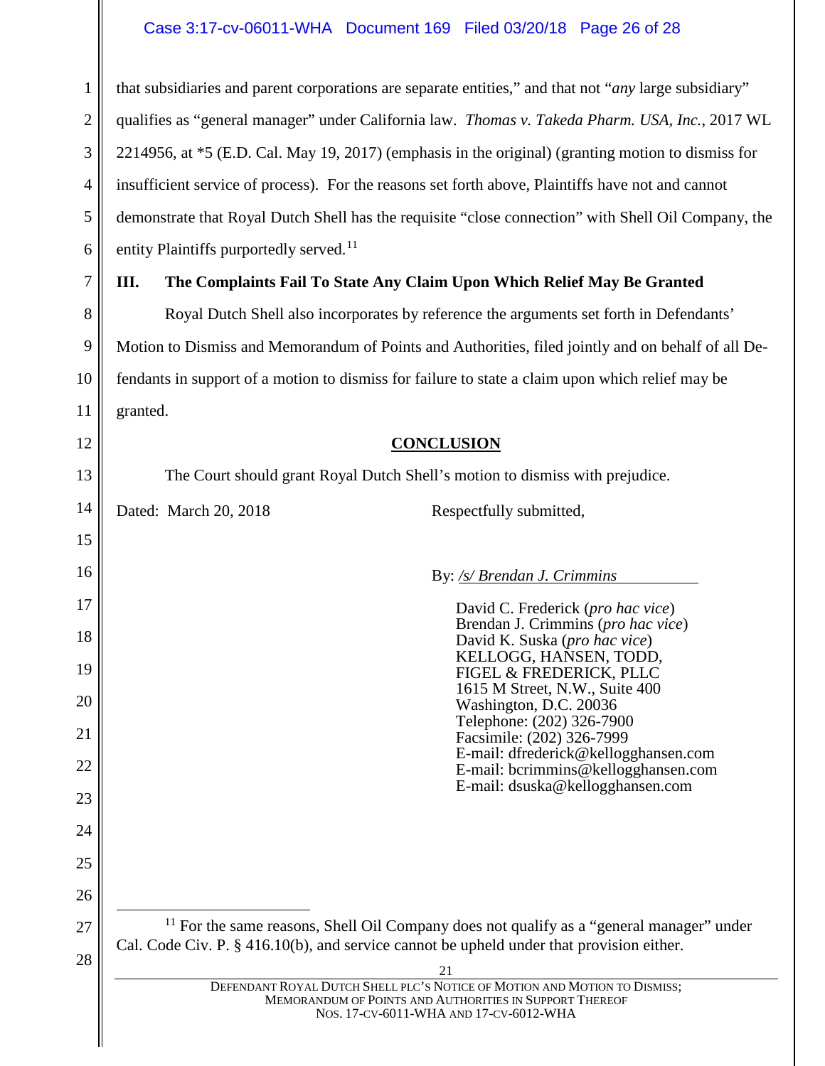that subsidiaries and parent corporations are separate entities," and that not "*any* large subsidiary" qualifies as "general manager" under California law. *Thomas v. Takeda Pharm. USA, Inc.*, 2017 WL 2214956, at *5 (E.D. Cal. May 19, 2017) (emphasis in the original) (granting motion to dismiss for insufficient service of process). For the reasons set forth above, Plaintiffs have not and cannot demonstrate that Royal Dutch Shell has the requisite "close connection" with Shell Oil Company, the entity Plaintiffs purportedly served.[11]

## III. The Complaints Fail To State Any Claim Upon Which Relief May Be Granted

Royal Dutch Shell also incorporates by reference the arguments set forth in Defendants' Motion to Dismiss and Memorandum of Points and Authorities, filed jointly and on behalf of all Defendants in support of a motion to dismiss for failure to state a claim upon which relief may be granted.

## CONCLUSION

The Court should grant Royal Dutch Shell's motion to dismiss with prejudice.

Dated: March 20, 2018

Respectfully submitted,

By: */s/ Brendan J. Crimmins*

David C. Frederick (*pro hac vice*)
Brendan J. Crimmins (*pro hac vice*)
David K. Suska (*pro hac vice*)
KELLOGG, HANSEN, TODD, FIGEL & FREDERICK, PLLC
1615 M Street, N.W., Suite 400
Washington, D.C. 20036
Telephone: (202) 326-7900
Facsimile: (202) 326-7999
E-mail: dfrederick@kellogghansen.com
E-mail: bcrimmins@kellogghansen.com
E-mail: dsuska@kellogghansen.com

---

[11] For the same reasons, Shell Oil Company does not qualify as a "general manager" under Cal. Code Civ. P. § 416.10(b), and service cannot be upheld under that provision either.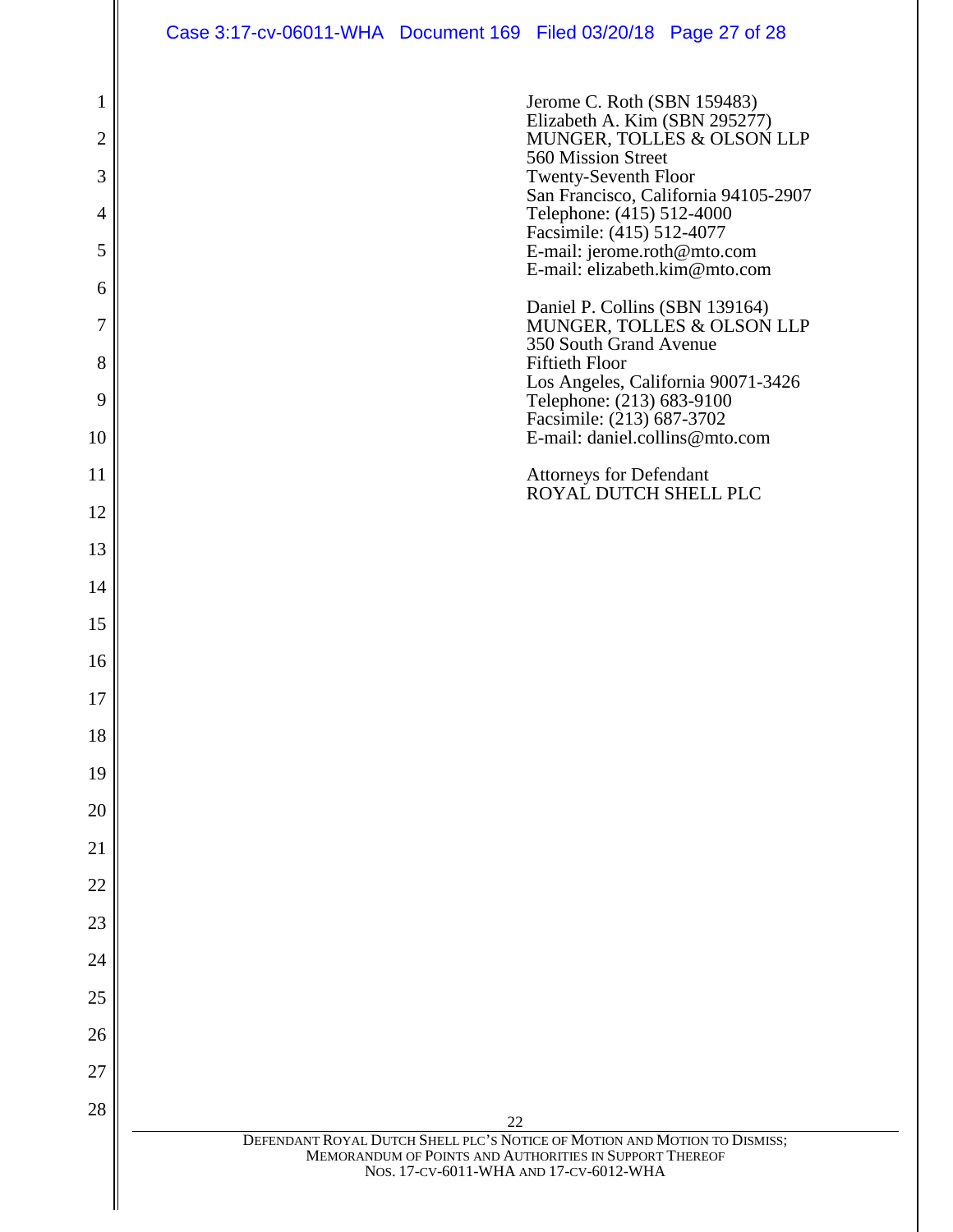Jerome C. Roth (SBN 159483)
Elizabeth A. Kim (SBN 295277)
MUNGER, TOLLES & OLSON LLP
560 Mission Street
Twenty-Seventh Floor
San Francisco, California 94105-2907
Telephone: (415) 512-4000
Facsimile: (415) 512-4077
E-mail: jerome.roth@mto.com
E-mail: elizabeth.kim@mto.com

Daniel P. Collins (SBN 139164)
MUNGER, TOLLES & OLSON LLP
350 South Grand Avenue
Fiftieth Floor
Los Angeles, California 90071-3426
Telephone: (213) 683-9100
Facsimile: (213) 687-3702
E-mail: daniel.collins@mto.com

Attorneys for Defendant
ROYAL DUTCH SHELL PLC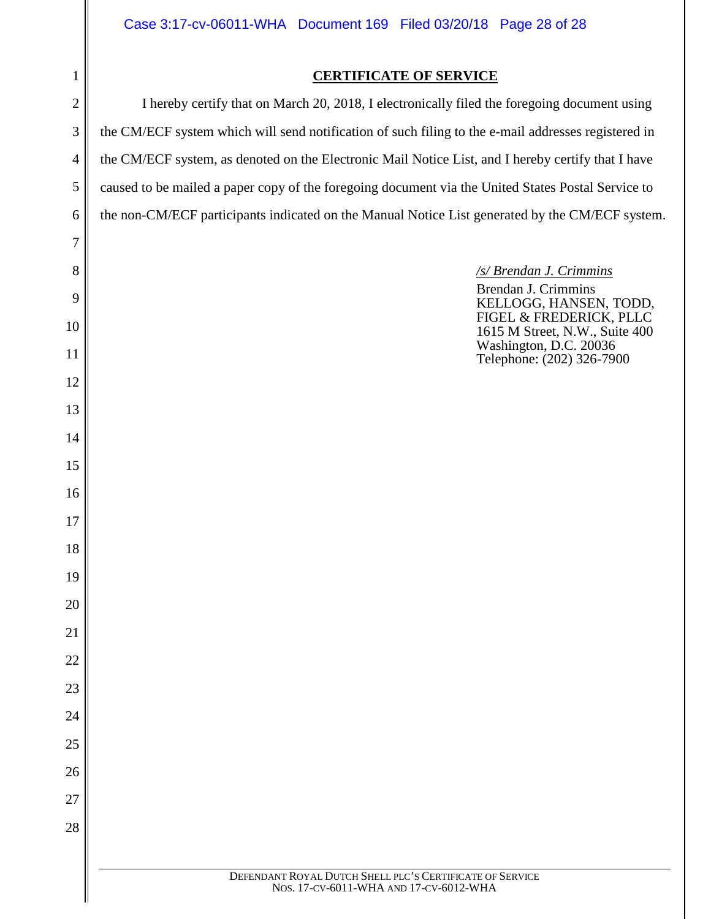**CERTIFICATE OF SERVICE**

I hereby certify that on March 20, 2018, I electronically filed the foregoing document using the CM/ECF system which will send notification of such filing to the e-mail addresses registered in the CM/ECF system, as denoted on the Electronic Mail Notice List, and I hereby certify that I have caused to be mailed a paper copy of the foregoing document via the United States Postal Service to the non-CM/ECF participants indicated on the Manual Notice List generated by the CM/ECF system.

*/s/ Brendan J. Crimmins*
Brendan J. Crimmins
KELLOGG, HANSEN, TODD, FIGEL & FREDERICK, PLLC
1615 M Street, N.W., Suite 400
Washington, D.C. 20036
Telephone: (202) 326-7900

DEFENDANT ROYAL DUTCH SHELL PLC'S CERTIFICATE OF SERVICE
NOS. 17-CV-6011-WHA AND 17-CV-6012-WHA